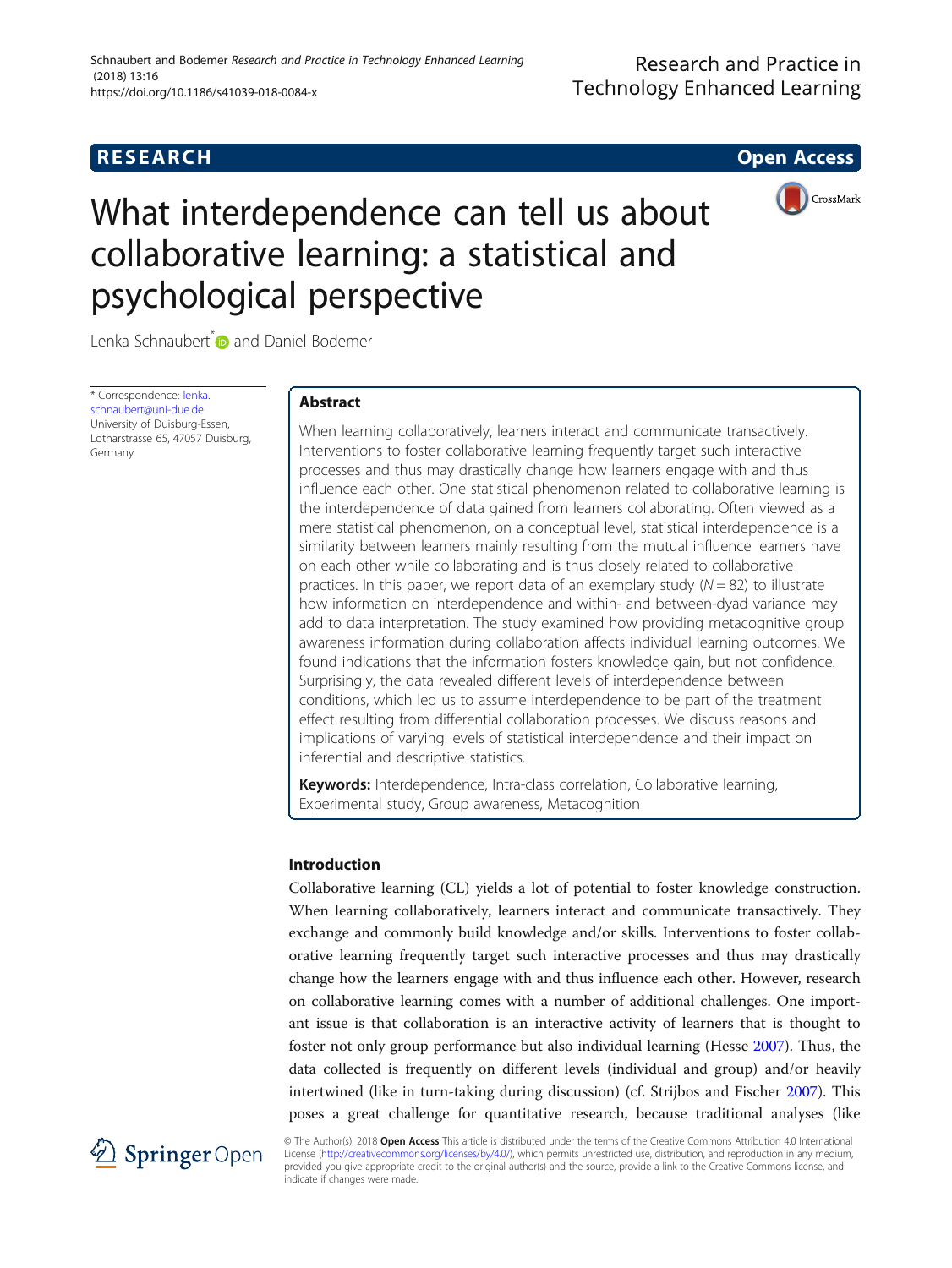RESEARCH · Open Access

# What interdependence can tell us about collaborative learning: a statistical and psychological perspective

Lenka Schnaubert* and Daniel Bodemer

\* Correspondence: lenka.schnaubert@uni-due.de
University of Duisburg-Essen, Lotharstrasse 65, 47057 Duisburg, Germany

## Abstract

When learning collaboratively, learners interact and communicate transactively. Interventions to foster collaborative learning frequently target such interactive processes and thus may drastically change how learners engage with and thus influence each other. One statistical phenomenon related to collaborative learning is the interdependence of data gained from learners collaborating. Often viewed as a mere statistical phenomenon, on a conceptual level, statistical interdependence is a similarity between learners mainly resulting from the mutual influence learners have on each other while collaborating and is thus closely related to collaborative practices. In this paper, we report data of an exemplary study ($N = 82$) to illustrate how information on interdependence and within- and between-dyad variance may add to data interpretation. The study examined how providing metacognitive group awareness information during collaboration affects individual learning outcomes. We found indications that the information fosters knowledge gain, but not confidence. Surprisingly, the data revealed different levels of interdependence between conditions, which led us to assume interdependence to be part of the treatment effect resulting from differential collaboration processes. We discuss reasons and implications of varying levels of statistical interdependence and their impact on inferential and descriptive statistics.

**Keywords:** Interdependence, Intra-class correlation, Collaborative learning, Experimental study, Group awareness, Metacognition

## Introduction

Collaborative learning (CL) yields a lot of potential to foster knowledge construction. When learning collaboratively, learners interact and communicate transactively. They exchange and commonly build knowledge and/or skills. Interventions to foster collaborative learning frequently target such interactive processes and thus may drastically change how the learners engage with and thus influence each other. However, research on collaborative learning comes with a number of additional challenges. One important issue is that collaboration is an interactive activity of learners that is thought to foster not only group performance but also individual learning (Hesse 2007). Thus, the data collected is frequently on different levels (individual and group) and/or heavily intertwined (like in turn-taking during discussion) (cf. Strijbos and Fischer 2007). This poses a great challenge for quantitative research, because traditional analyses (like

© The Author(s). 2018 **Open Access** This article is distributed under the terms of the Creative Commons Attribution 4.0 International License (http://creativecommons.org/licenses/by/4.0/), which permits unrestricted use, distribution, and reproduction in any medium, provided you give appropriate credit to the original author(s) and the source, provide a link to the Creative Commons license, and indicate if changes were made.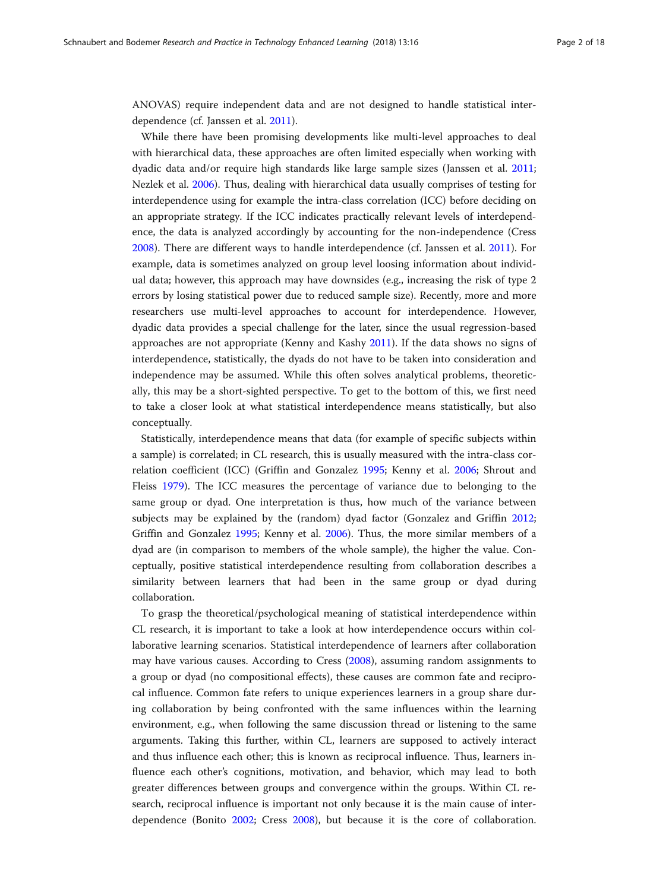ANOVAS) require independent data and are not designed to handle statistical interdependence (cf. Janssen et al. 2011).

While there have been promising developments like multi-level approaches to deal with hierarchical data, these approaches are often limited especially when working with dyadic data and/or require high standards like large sample sizes (Janssen et al. 2011; Nezlek et al. 2006). Thus, dealing with hierarchical data usually comprises of testing for interdependence using for example the intra-class correlation (ICC) before deciding on an appropriate strategy. If the ICC indicates practically relevant levels of interdependence, the data is analyzed accordingly by accounting for the non-independence (Cress 2008). There are different ways to handle interdependence (cf. Janssen et al. 2011). For example, data is sometimes analyzed on group level loosing information about individual data; however, this approach may have downsides (e.g., increasing the risk of type 2 errors by losing statistical power due to reduced sample size). Recently, more and more researchers use multi-level approaches to account for interdependence. However, dyadic data provides a special challenge for the later, since the usual regression-based approaches are not appropriate (Kenny and Kashy 2011). If the data shows no signs of interdependence, statistically, the dyads do not have to be taken into consideration and independence may be assumed. While this often solves analytical problems, theoretically, this may be a short-sighted perspective. To get to the bottom of this, we first need to take a closer look at what statistical interdependence means statistically, but also conceptually.

Statistically, interdependence means that data (for example of specific subjects within a sample) is correlated; in CL research, this is usually measured with the intra-class correlation coefficient (ICC) (Griffin and Gonzalez 1995; Kenny et al. 2006; Shrout and Fleiss 1979). The ICC measures the percentage of variance due to belonging to the same group or dyad. One interpretation is thus, how much of the variance between subjects may be explained by the (random) dyad factor (Gonzalez and Griffin 2012; Griffin and Gonzalez 1995; Kenny et al. 2006). Thus, the more similar members of a dyad are (in comparison to members of the whole sample), the higher the value. Conceptually, positive statistical interdependence resulting from collaboration describes a similarity between learners that had been in the same group or dyad during collaboration.

To grasp the theoretical/psychological meaning of statistical interdependence within CL research, it is important to take a look at how interdependence occurs within collaborative learning scenarios. Statistical interdependence of learners after collaboration may have various causes. According to Cress (2008), assuming random assignments to a group or dyad (no compositional effects), these causes are common fate and reciprocal influence. Common fate refers to unique experiences learners in a group share during collaboration by being confronted with the same influences within the learning environment, e.g., when following the same discussion thread or listening to the same arguments. Taking this further, within CL, learners are supposed to actively interact and thus influence each other; this is known as reciprocal influence. Thus, learners influence each other's cognitions, motivation, and behavior, which may lead to both greater differences between groups and convergence within the groups. Within CL research, reciprocal influence is important not only because it is the main cause of interdependence (Bonito 2002; Cress 2008), but because it is the core of collaboration.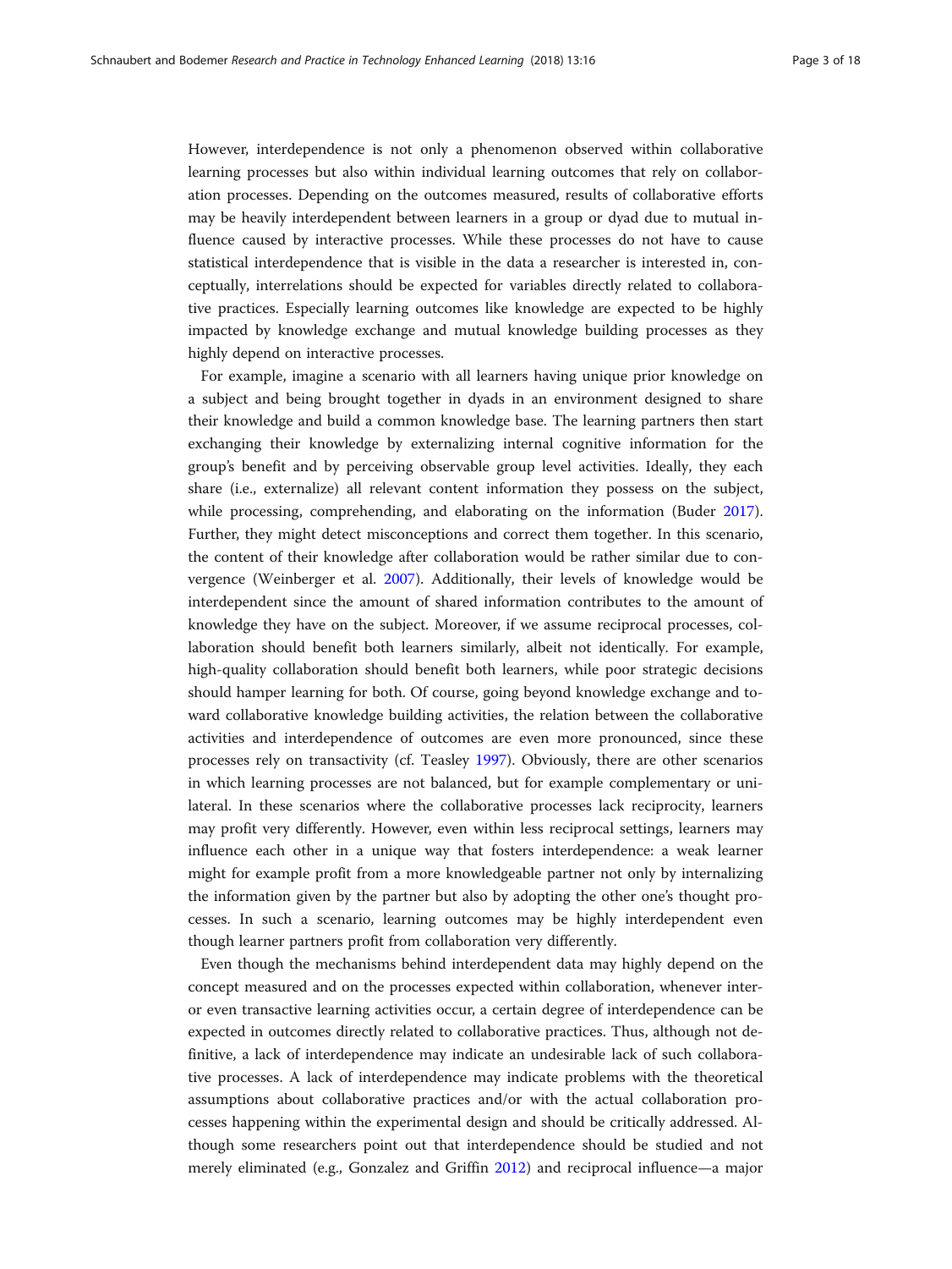However, interdependence is not only a phenomenon observed within collaborative learning processes but also within individual learning outcomes that rely on collaboration processes. Depending on the outcomes measured, results of collaborative efforts may be heavily interdependent between learners in a group or dyad due to mutual influence caused by interactive processes. While these processes do not have to cause statistical interdependence that is visible in the data a researcher is interested in, conceptually, interrelations should be expected for variables directly related to collaborative practices. Especially learning outcomes like knowledge are expected to be highly impacted by knowledge exchange and mutual knowledge building processes as they highly depend on interactive processes.

For example, imagine a scenario with all learners having unique prior knowledge on a subject and being brought together in dyads in an environment designed to share their knowledge and build a common knowledge base. The learning partners then start exchanging their knowledge by externalizing internal cognitive information for the group's benefit and by perceiving observable group level activities. Ideally, they each share (i.e., externalize) all relevant content information they possess on the subject, while processing, comprehending, and elaborating on the information (Buder 2017). Further, they might detect misconceptions and correct them together. In this scenario, the content of their knowledge after collaboration would be rather similar due to convergence (Weinberger et al. 2007). Additionally, their levels of knowledge would be interdependent since the amount of shared information contributes to the amount of knowledge they have on the subject. Moreover, if we assume reciprocal processes, collaboration should benefit both learners similarly, albeit not identically. For example, high-quality collaboration should benefit both learners, while poor strategic decisions should hamper learning for both. Of course, going beyond knowledge exchange and toward collaborative knowledge building activities, the relation between the collaborative activities and interdependence of outcomes are even more pronounced, since these processes rely on transactivity (cf. Teasley 1997). Obviously, there are other scenarios in which learning processes are not balanced, but for example complementary or unilateral. In these scenarios where the collaborative processes lack reciprocity, learners may profit very differently. However, even within less reciprocal settings, learners may influence each other in a unique way that fosters interdependence: a weak learner might for example profit from a more knowledgeable partner not only by internalizing the information given by the partner but also by adopting the other one's thought processes. In such a scenario, learning outcomes may be highly interdependent even though learner partners profit from collaboration very differently.

Even though the mechanisms behind interdependent data may highly depend on the concept measured and on the processes expected within collaboration, whenever inter- or even transactive learning activities occur, a certain degree of interdependence can be expected in outcomes directly related to collaborative practices. Thus, although not definitive, a lack of interdependence may indicate an undesirable lack of such collaborative processes. A lack of interdependence may indicate problems with the theoretical assumptions about collaborative practices and/or with the actual collaboration processes happening within the experimental design and should be critically addressed. Although some researchers point out that interdependence should be studied and not merely eliminated (e.g., Gonzalez and Griffin 2012) and reciprocal influence—a major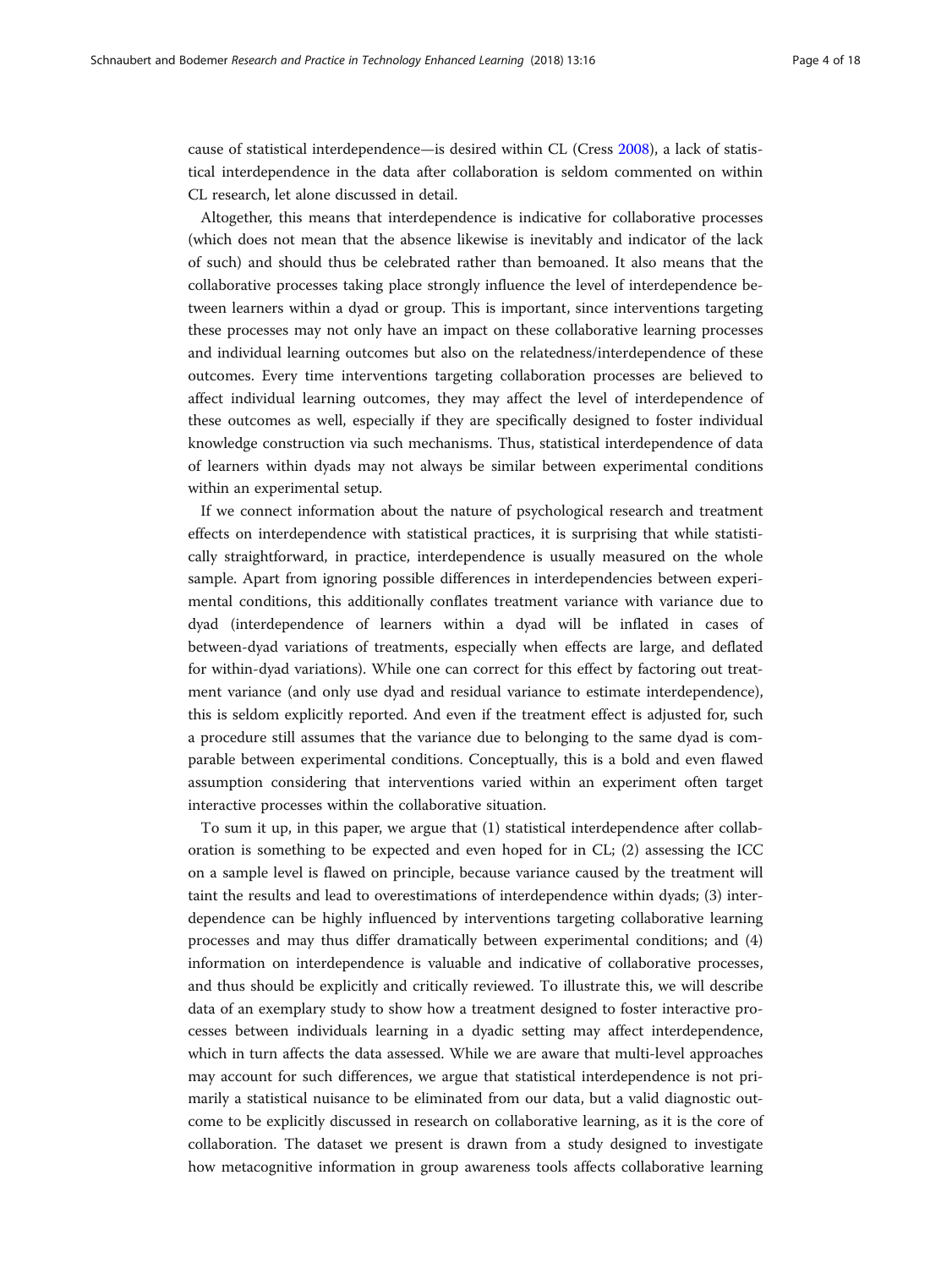cause of statistical interdependence—is desired within CL (Cress 2008), a lack of statistical interdependence in the data after collaboration is seldom commented on within CL research, let alone discussed in detail.

Altogether, this means that interdependence is indicative for collaborative processes (which does not mean that the absence likewise is inevitably and indicator of the lack of such) and should thus be celebrated rather than bemoaned. It also means that the collaborative processes taking place strongly influence the level of interdependence between learners within a dyad or group. This is important, since interventions targeting these processes may not only have an impact on these collaborative learning processes and individual learning outcomes but also on the relatedness/interdependence of these outcomes. Every time interventions targeting collaboration processes are believed to affect individual learning outcomes, they may affect the level of interdependence of these outcomes as well, especially if they are specifically designed to foster individual knowledge construction via such mechanisms. Thus, statistical interdependence of data of learners within dyads may not always be similar between experimental conditions within an experimental setup.

If we connect information about the nature of psychological research and treatment effects on interdependence with statistical practices, it is surprising that while statistically straightforward, in practice, interdependence is usually measured on the whole sample. Apart from ignoring possible differences in interdependencies between experimental conditions, this additionally conflates treatment variance with variance due to dyad (interdependence of learners within a dyad will be inflated in cases of between-dyad variations of treatments, especially when effects are large, and deflated for within-dyad variations). While one can correct for this effect by factoring out treatment variance (and only use dyad and residual variance to estimate interdependence), this is seldom explicitly reported. And even if the treatment effect is adjusted for, such a procedure still assumes that the variance due to belonging to the same dyad is comparable between experimental conditions. Conceptually, this is a bold and even flawed assumption considering that interventions varied within an experiment often target interactive processes within the collaborative situation.

To sum it up, in this paper, we argue that (1) statistical interdependence after collaboration is something to be expected and even hoped for in CL; (2) assessing the ICC on a sample level is flawed on principle, because variance caused by the treatment will taint the results and lead to overestimations of interdependence within dyads; (3) interdependence can be highly influenced by interventions targeting collaborative learning processes and may thus differ dramatically between experimental conditions; and (4) information on interdependence is valuable and indicative of collaborative processes, and thus should be explicitly and critically reviewed. To illustrate this, we will describe data of an exemplary study to show how a treatment designed to foster interactive processes between individuals learning in a dyadic setting may affect interdependence, which in turn affects the data assessed. While we are aware that multi-level approaches may account for such differences, we argue that statistical interdependence is not primarily a statistical nuisance to be eliminated from our data, but a valid diagnostic outcome to be explicitly discussed in research on collaborative learning, as it is the core of collaboration. The dataset we present is drawn from a study designed to investigate how metacognitive information in group awareness tools affects collaborative learning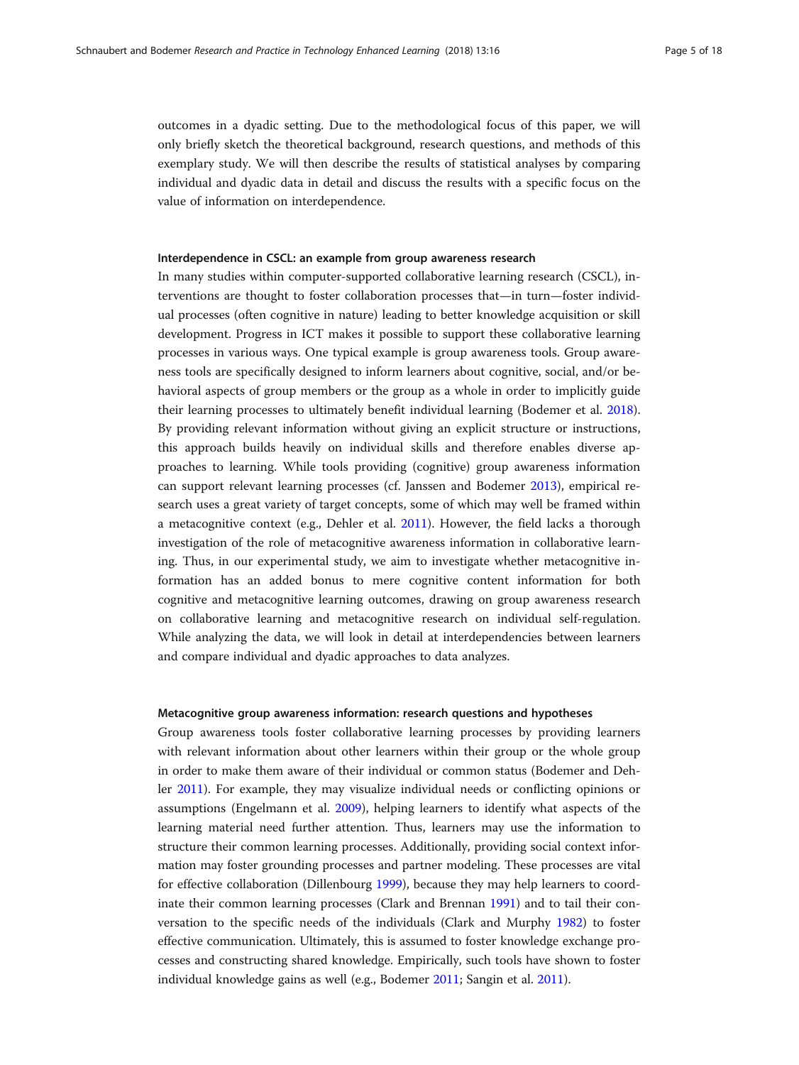outcomes in a dyadic setting. Due to the methodological focus of this paper, we will only briefly sketch the theoretical background, research questions, and methods of this exemplary study. We will then describe the results of statistical analyses by comparing individual and dyadic data in detail and discuss the results with a specific focus on the value of information on interdependence.

#### Interdependence in CSCL: an example from group awareness research

In many studies within computer-supported collaborative learning research (CSCL), interventions are thought to foster collaboration processes that—in turn—foster individual processes (often cognitive in nature) leading to better knowledge acquisition or skill development. Progress in ICT makes it possible to support these collaborative learning processes in various ways. One typical example is group awareness tools. Group awareness tools are specifically designed to inform learners about cognitive, social, and/or behavioral aspects of group members or the group as a whole in order to implicitly guide their learning processes to ultimately benefit individual learning (Bodemer et al. 2018). By providing relevant information without giving an explicit structure or instructions, this approach builds heavily on individual skills and therefore enables diverse approaches to learning. While tools providing (cognitive) group awareness information can support relevant learning processes (cf. Janssen and Bodemer 2013), empirical research uses a great variety of target concepts, some of which may well be framed within a metacognitive context (e.g., Dehler et al. 2011). However, the field lacks a thorough investigation of the role of metacognitive awareness information in collaborative learning. Thus, in our experimental study, we aim to investigate whether metacognitive information has an added bonus to mere cognitive content information for both cognitive and metacognitive learning outcomes, drawing on group awareness research on collaborative learning and metacognitive research on individual self-regulation. While analyzing the data, we will look in detail at interdependencies between learners and compare individual and dyadic approaches to data analyzes.

#### Metacognitive group awareness information: research questions and hypotheses

Group awareness tools foster collaborative learning processes by providing learners with relevant information about other learners within their group or the whole group in order to make them aware of their individual or common status (Bodemer and Dehler 2011). For example, they may visualize individual needs or conflicting opinions or assumptions (Engelmann et al. 2009), helping learners to identify what aspects of the learning material need further attention. Thus, learners may use the information to structure their common learning processes. Additionally, providing social context information may foster grounding processes and partner modeling. These processes are vital for effective collaboration (Dillenbourg 1999), because they may help learners to coordinate their common learning processes (Clark and Brennan 1991) and to tail their conversation to the specific needs of the individuals (Clark and Murphy 1982) to foster effective communication. Ultimately, this is assumed to foster knowledge exchange processes and constructing shared knowledge. Empirically, such tools have shown to foster individual knowledge gains as well (e.g., Bodemer 2011; Sangin et al. 2011).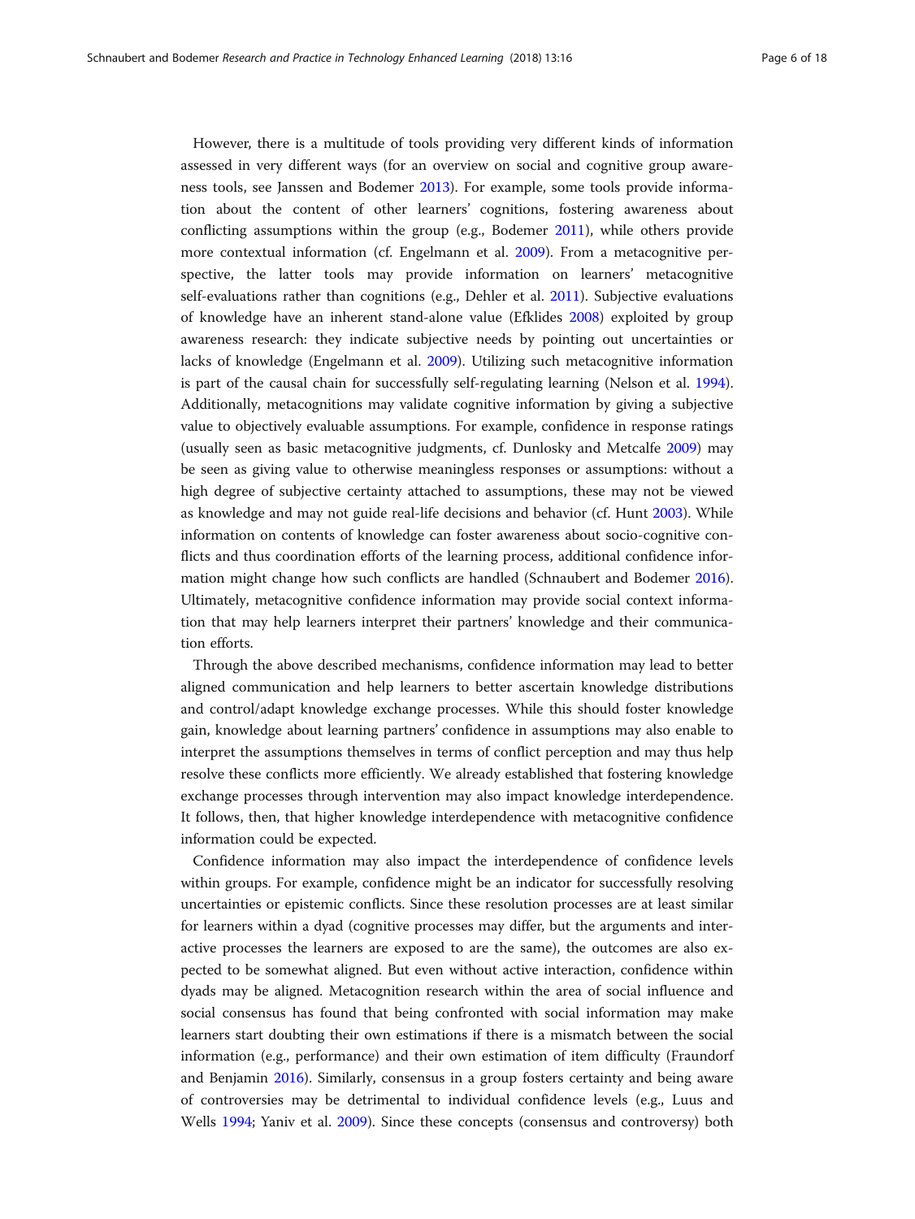However, there is a multitude of tools providing very different kinds of information assessed in very different ways (for an overview on social and cognitive group awareness tools, see Janssen and Bodemer 2013). For example, some tools provide information about the content of other learners' cognitions, fostering awareness about conflicting assumptions within the group (e.g., Bodemer 2011), while others provide more contextual information (cf. Engelmann et al. 2009). From a metacognitive perspective, the latter tools may provide information on learners' metacognitive self-evaluations rather than cognitions (e.g., Dehler et al. 2011). Subjective evaluations of knowledge have an inherent stand-alone value (Efklides 2008) exploited by group awareness research: they indicate subjective needs by pointing out uncertainties or lacks of knowledge (Engelmann et al. 2009). Utilizing such metacognitive information is part of the causal chain for successfully self-regulating learning (Nelson et al. 1994). Additionally, metacognitions may validate cognitive information by giving a subjective value to objectively evaluable assumptions. For example, confidence in response ratings (usually seen as basic metacognitive judgments, cf. Dunlosky and Metcalfe 2009) may be seen as giving value to otherwise meaningless responses or assumptions: without a high degree of subjective certainty attached to assumptions, these may not be viewed as knowledge and may not guide real-life decisions and behavior (cf. Hunt 2003). While information on contents of knowledge can foster awareness about socio-cognitive conflicts and thus coordination efforts of the learning process, additional confidence information might change how such conflicts are handled (Schnaubert and Bodemer 2016). Ultimately, metacognitive confidence information may provide social context information that may help learners interpret their partners' knowledge and their communication efforts.

Through the above described mechanisms, confidence information may lead to better aligned communication and help learners to better ascertain knowledge distributions and control/adapt knowledge exchange processes. While this should foster knowledge gain, knowledge about learning partners' confidence in assumptions may also enable to interpret the assumptions themselves in terms of conflict perception and may thus help resolve these conflicts more efficiently. We already established that fostering knowledge exchange processes through intervention may also impact knowledge interdependence. It follows, then, that higher knowledge interdependence with metacognitive confidence information could be expected.

Confidence information may also impact the interdependence of confidence levels within groups. For example, confidence might be an indicator for successfully resolving uncertainties or epistemic conflicts. Since these resolution processes are at least similar for learners within a dyad (cognitive processes may differ, but the arguments and interactive processes the learners are exposed to are the same), the outcomes are also expected to be somewhat aligned. But even without active interaction, confidence within dyads may be aligned. Metacognition research within the area of social influence and social consensus has found that being confronted with social information may make learners start doubting their own estimations if there is a mismatch between the social information (e.g., performance) and their own estimation of item difficulty (Fraundorf and Benjamin 2016). Similarly, consensus in a group fosters certainty and being aware of controversies may be detrimental to individual confidence levels (e.g., Luus and Wells 1994; Yaniv et al. 2009). Since these concepts (consensus and controversy) both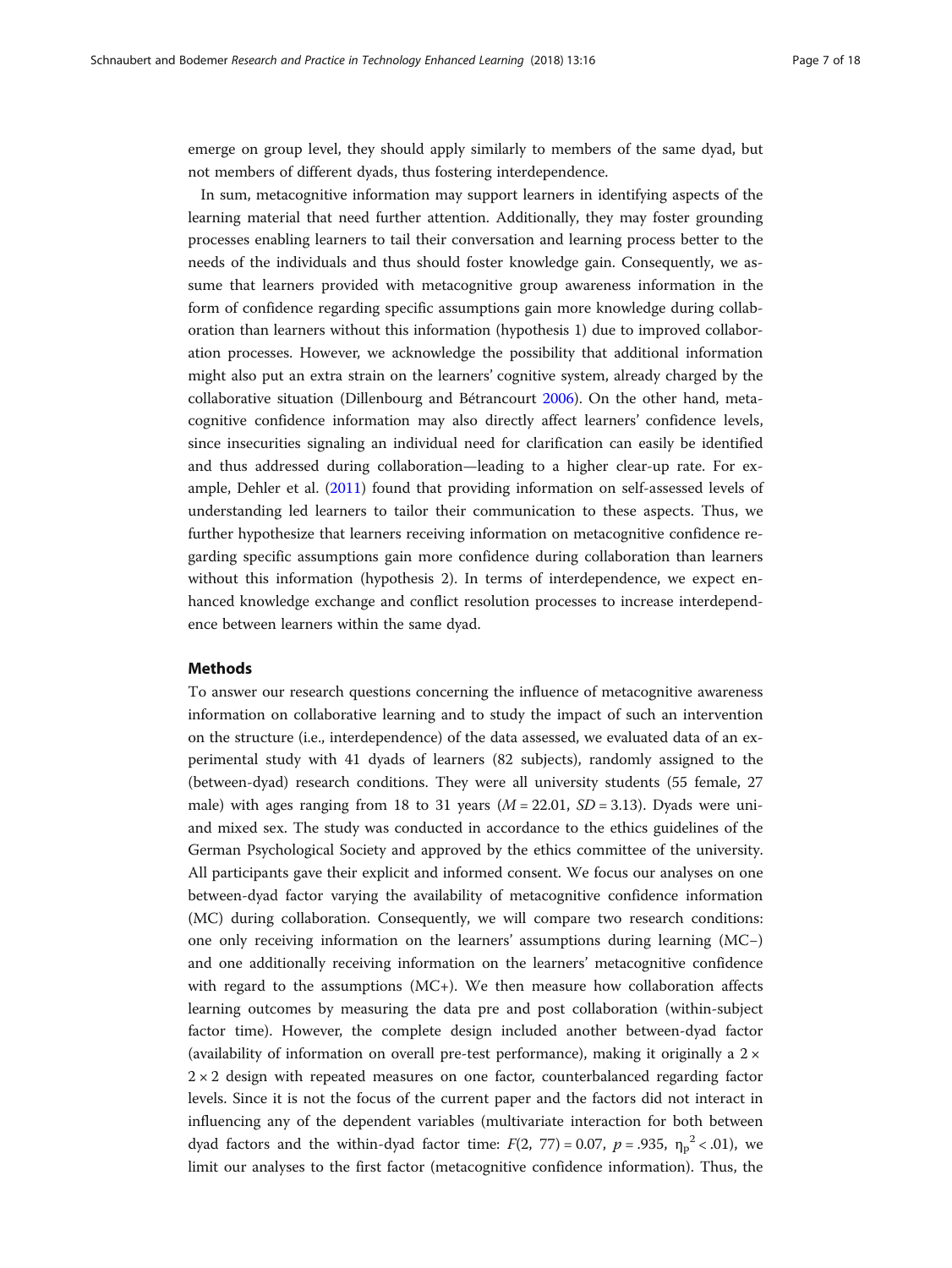emerge on group level, they should apply similarly to members of the same dyad, but not members of different dyads, thus fostering interdependence.

In sum, metacognitive information may support learners in identifying aspects of the learning material that need further attention. Additionally, they may foster grounding processes enabling learners to tail their conversation and learning process better to the needs of the individuals and thus should foster knowledge gain. Consequently, we assume that learners provided with metacognitive group awareness information in the form of confidence regarding specific assumptions gain more knowledge during collaboration than learners without this information (hypothesis 1) due to improved collaboration processes. However, we acknowledge the possibility that additional information might also put an extra strain on the learners' cognitive system, already charged by the collaborative situation (Dillenbourg and Bétrancourt 2006). On the other hand, metacognitive confidence information may also directly affect learners' confidence levels, since insecurities signaling an individual need for clarification can easily be identified and thus addressed during collaboration—leading to a higher clear-up rate. For example, Dehler et al. (2011) found that providing information on self-assessed levels of understanding led learners to tailor their communication to these aspects. Thus, we further hypothesize that learners receiving information on metacognitive confidence regarding specific assumptions gain more confidence during collaboration than learners without this information (hypothesis 2). In terms of interdependence, we expect enhanced knowledge exchange and conflict resolution processes to increase interdependence between learners within the same dyad.

## Methods

To answer our research questions concerning the influence of metacognitive awareness information on collaborative learning and to study the impact of such an intervention on the structure (i.e., interdependence) of the data assessed, we evaluated data of an experimental study with 41 dyads of learners (82 subjects), randomly assigned to the (between-dyad) research conditions. They were all university students (55 female, 27 male) with ages ranging from 18 to 31 years ($M = 22.01$, $SD = 3.13$). Dyads were uni- and mixed sex. The study was conducted in accordance to the ethics guidelines of the German Psychological Society and approved by the ethics committee of the university. All participants gave their explicit and informed consent. We focus our analyses on one between-dyad factor varying the availability of metacognitive confidence information (MC) during collaboration. Consequently, we will compare two research conditions: one only receiving information on the learners' assumptions during learning (MC−) and one additionally receiving information on the learners' metacognitive confidence with regard to the assumptions (MC+). We then measure how collaboration affects learning outcomes by measuring the data pre and post collaboration (within-subject factor time). However, the complete design included another between-dyad factor (availability of information on overall pre-test performance), making it originally a 2 × 2 × 2 design with repeated measures on one factor, counterbalanced regarding factor levels. Since it is not the focus of the current paper and the factors did not interact in influencing any of the dependent variables (multivariate interaction for both between dyad factors and the within-dyad factor time: $F(2, 77) = 0.07$, $p = .935$, $\eta_p^2 < .01$), we limit our analyses to the first factor (metacognitive confidence information). Thus, the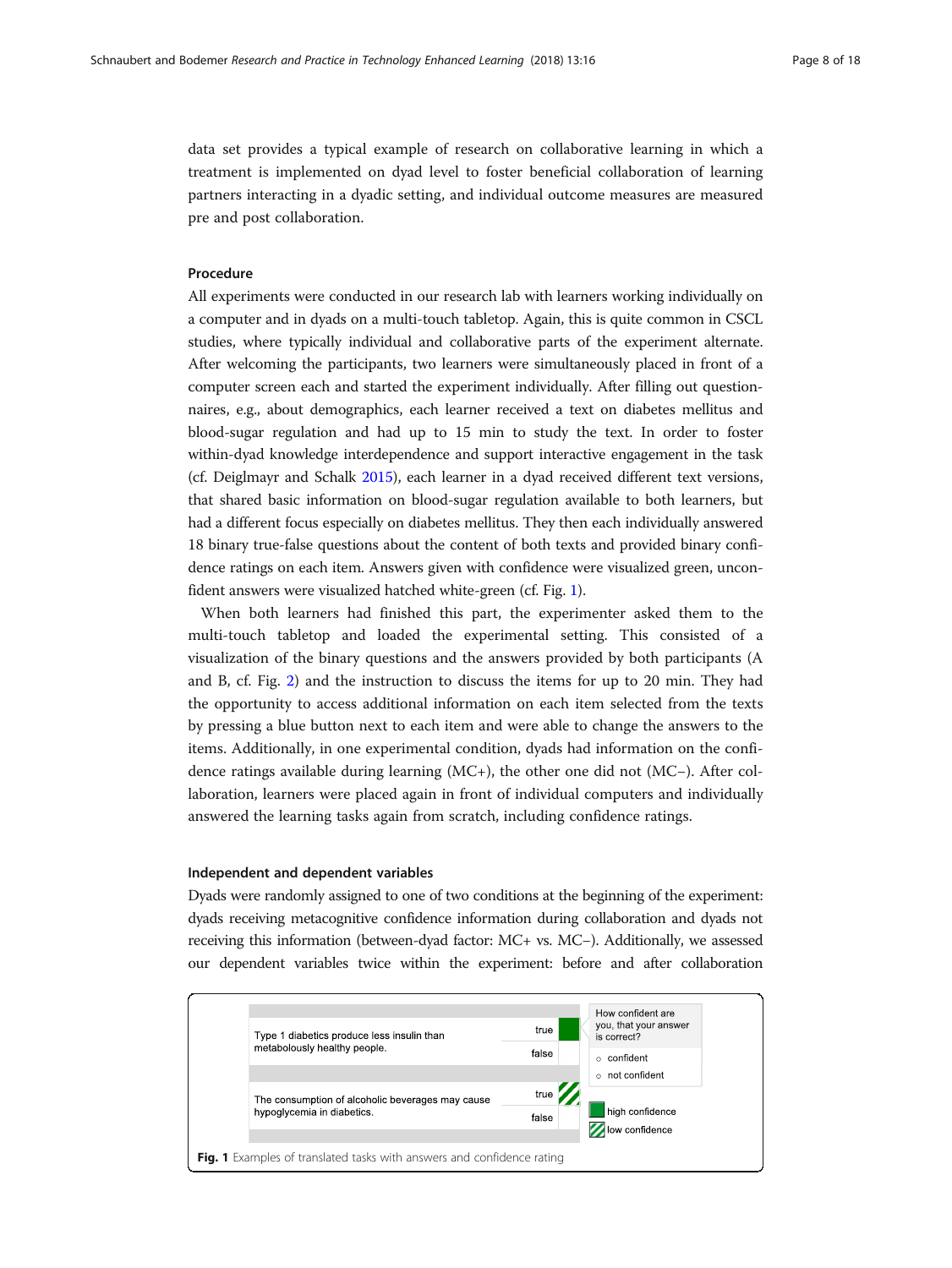data set provides a typical example of research on collaborative learning in which a treatment is implemented on dyad level to foster beneficial collaboration of learning partners interacting in a dyadic setting, and individual outcome measures are measured pre and post collaboration.

### Procedure

All experiments were conducted in our research lab with learners working individually on a computer and in dyads on a multi-touch tabletop. Again, this is quite common in CSCL studies, where typically individual and collaborative parts of the experiment alternate. After welcoming the participants, two learners were simultaneously placed in front of a computer screen each and started the experiment individually. After filling out questionnaires, e.g., about demographics, each learner received a text on diabetes mellitus and blood-sugar regulation and had up to 15 min to study the text. In order to foster within-dyad knowledge interdependence and support interactive engagement in the task (cf. Deiglmayr and Schalk 2015), each learner in a dyad received different text versions, that shared basic information on blood-sugar regulation available to both learners, but had a different focus especially on diabetes mellitus. They then each individually answered 18 binary true-false questions about the content of both texts and provided binary confidence ratings on each item. Answers given with confidence were visualized green, unconfident answers were visualized hatched white-green (cf. Fig. 1).

When both learners had finished this part, the experimenter asked them to the multi-touch tabletop and loaded the experimental setting. This consisted of a visualization of the binary questions and the answers provided by both participants (A and B, cf. Fig. 2) and the instruction to discuss the items for up to 20 min. They had the opportunity to access additional information on each item selected from the texts by pressing a blue button next to each item and were able to change the answers to the items. Additionally, in one experimental condition, dyads had information on the confidence ratings available during learning (MC+), the other one did not (MC−). After collaboration, learners were placed again in front of individual computers and individually answered the learning tasks again from scratch, including confidence ratings.

### Independent and dependent variables

Dyads were randomly assigned to one of two conditions at the beginning of the experiment: dyads receiving metacognitive confidence information during collaboration and dyads not receiving this information (between-dyad factor: MC+ vs. MC−). Additionally, we assessed our dependent variables twice within the experiment: before and after collaboration

Type 1 diabetics produce less insulin than metabolously healthy people. — true / false

The consumption of alcoholic beverages may cause hypoglycemia in diabetics. — true / false

How confident are you, that your answer is correct?
- confident
- not confident

high confidence
low confidence

**Fig. 1** Examples of translated tasks with answers and confidence rating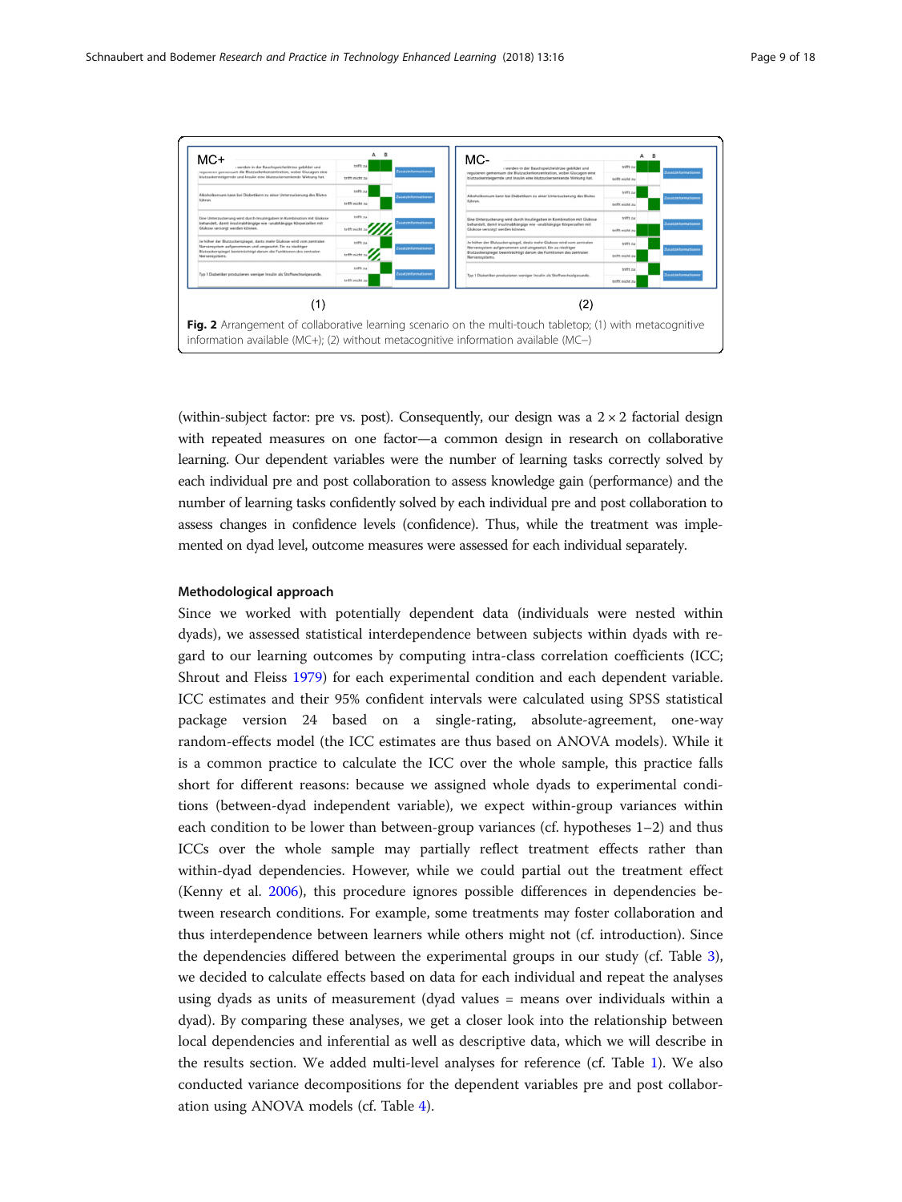Fig. 2 Arrangement of collaborative learning scenario on the multi-touch tabletop; (1) with metacognitive information available (MC+); (2) without metacognitive information available (MC−)

(within-subject factor: pre vs. post). Consequently, our design was a 2 × 2 factorial design with repeated measures on one factor—a common design in research on collaborative learning. Our dependent variables were the number of learning tasks correctly solved by each individual pre and post collaboration to assess knowledge gain (performance) and the number of learning tasks confidently solved by each individual pre and post collaboration to assess changes in confidence levels (confidence). Thus, while the treatment was implemented on dyad level, outcome measures were assessed for each individual separately.

### Methodological approach

Since we worked with potentially dependent data (individuals were nested within dyads), we assessed statistical interdependence between subjects within dyads with regard to our learning outcomes by computing intra-class correlation coefficients (ICC; Shrout and Fleiss 1979) for each experimental condition and each dependent variable. ICC estimates and their 95% confident intervals were calculated using SPSS statistical package version 24 based on a single-rating, absolute-agreement, one-way random-effects model (the ICC estimates are thus based on ANOVA models). While it is a common practice to calculate the ICC over the whole sample, this practice falls short for different reasons: because we assigned whole dyads to experimental conditions (between-dyad independent variable), we expect within-group variances within each condition to be lower than between-group variances (cf. hypotheses 1–2) and thus ICCs over the whole sample may partially reflect treatment effects rather than within-dyad dependencies. However, while we could partial out the treatment effect (Kenny et al. 2006), this procedure ignores possible differences in dependencies between research conditions. For example, some treatments may foster collaboration and thus interdependence between learners while others might not (cf. introduction). Since the dependencies differed between the experimental groups in our study (cf. Table 3), we decided to calculate effects based on data for each individual and repeat the analyses using dyads as units of measurement (dyad values = means over individuals within a dyad). By comparing these analyses, we get a closer look into the relationship between local dependencies and inferential as well as descriptive data, which we will describe in the results section. We added multi-level analyses for reference (cf. Table 1). We also conducted variance decompositions for the dependent variables pre and post collaboration using ANOVA models (cf. Table 4).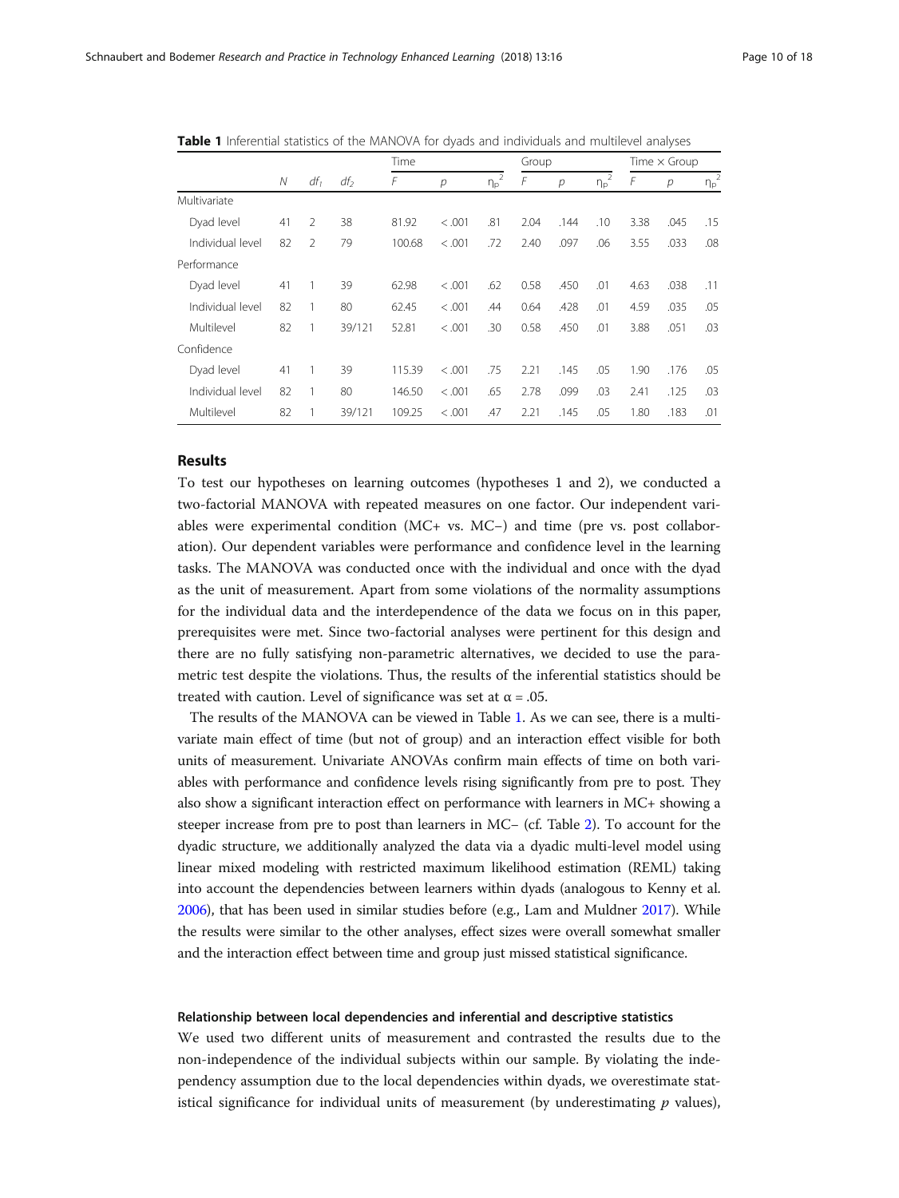**Table 1** Inferential statistics of the MANOVA for dyads and individuals and multilevel analyses

| | | | | Time | | | Group | | | Time × Group | | |
|---|---|---|---|---|---|---|---|---|---|---|---|---|
| | $N$ | $df_1$ | $df_2$ | $F$ | $p$ | $\eta_p^2$ | $F$ | $p$ | $\eta_p^2$ | $F$ | $p$ | $\eta_p^2$ |
| Multivariate | | | | | | | | | | | | |
| Dyad level | 41 | 2 | 38 | 81.92 | < .001 | .81 | 2.04 | .144 | .10 | 3.38 | .045 | .15 |
| Individual level | 82 | 2 | 79 | 100.68 | < .001 | .72 | 2.40 | .097 | .06 | 3.55 | .033 | .08 |
| Performance | | | | | | | | | | | | |
| Dyad level | 41 | 1 | 39 | 62.98 | < .001 | .62 | 0.58 | .450 | .01 | 4.63 | .038 | .11 |
| Individual level | 82 | 1 | 80 | 62.45 | < .001 | .44 | 0.64 | .428 | .01 | 4.59 | .035 | .05 |
| Multilevel | 82 | 1 | 39/121 | 52.81 | < .001 | .30 | 0.58 | .450 | .01 | 3.88 | .051 | .03 |
| Confidence | | | | | | | | | | | | |
| Dyad level | 41 | 1 | 39 | 115.39 | < .001 | .75 | 2.21 | .145 | .05 | 1.90 | .176 | .05 |
| Individual level | 82 | 1 | 80 | 146.50 | < .001 | .65 | 2.78 | .099 | .03 | 2.41 | .125 | .03 |
| Multilevel | 82 | 1 | 39/121 | 109.25 | < .001 | .47 | 2.21 | .145 | .05 | 1.80 | .183 | .01 |

## Results

To test our hypotheses on learning outcomes (hypotheses 1 and 2), we conducted a two-factorial MANOVA with repeated measures on one factor. Our independent variables were experimental condition (MC+ vs. MC−) and time (pre vs. post collaboration). Our dependent variables were performance and confidence level in the learning tasks. The MANOVA was conducted once with the individual and once with the dyad as the unit of measurement. Apart from some violations of the normality assumptions for the individual data and the interdependence of the data we focus on in this paper, prerequisites were met. Since two-factorial analyses were pertinent for this design and there are no fully satisfying non-parametric alternatives, we decided to use the parametric test despite the violations. Thus, the results of the inferential statistics should be treated with caution. Level of significance was set at $\alpha = .05$.

The results of the MANOVA can be viewed in Table 1. As we can see, there is a multivariate main effect of time (but not of group) and an interaction effect visible for both units of measurement. Univariate ANOVAs confirm main effects of time on both variables with performance and confidence levels rising significantly from pre to post. They also show a significant interaction effect on performance with learners in MC+ showing a steeper increase from pre to post than learners in MC− (cf. Table 2). To account for the dyadic structure, we additionally analyzed the data via a dyadic multi-level model using linear mixed modeling with restricted maximum likelihood estimation (REML) taking into account the dependencies between learners within dyads (analogous to Kenny et al. 2006), that has been used in similar studies before (e.g., Lam and Muldner 2017). While the results were similar to the other analyses, effect sizes were overall somewhat smaller and the interaction effect between time and group just missed statistical significance.

### Relationship between local dependencies and inferential and descriptive statistics

We used two different units of measurement and contrasted the results due to the non-independence of the individual subjects within our sample. By violating the independency assumption due to the local dependencies within dyads, we overestimate statistical significance for individual units of measurement (by underestimating $p$ values),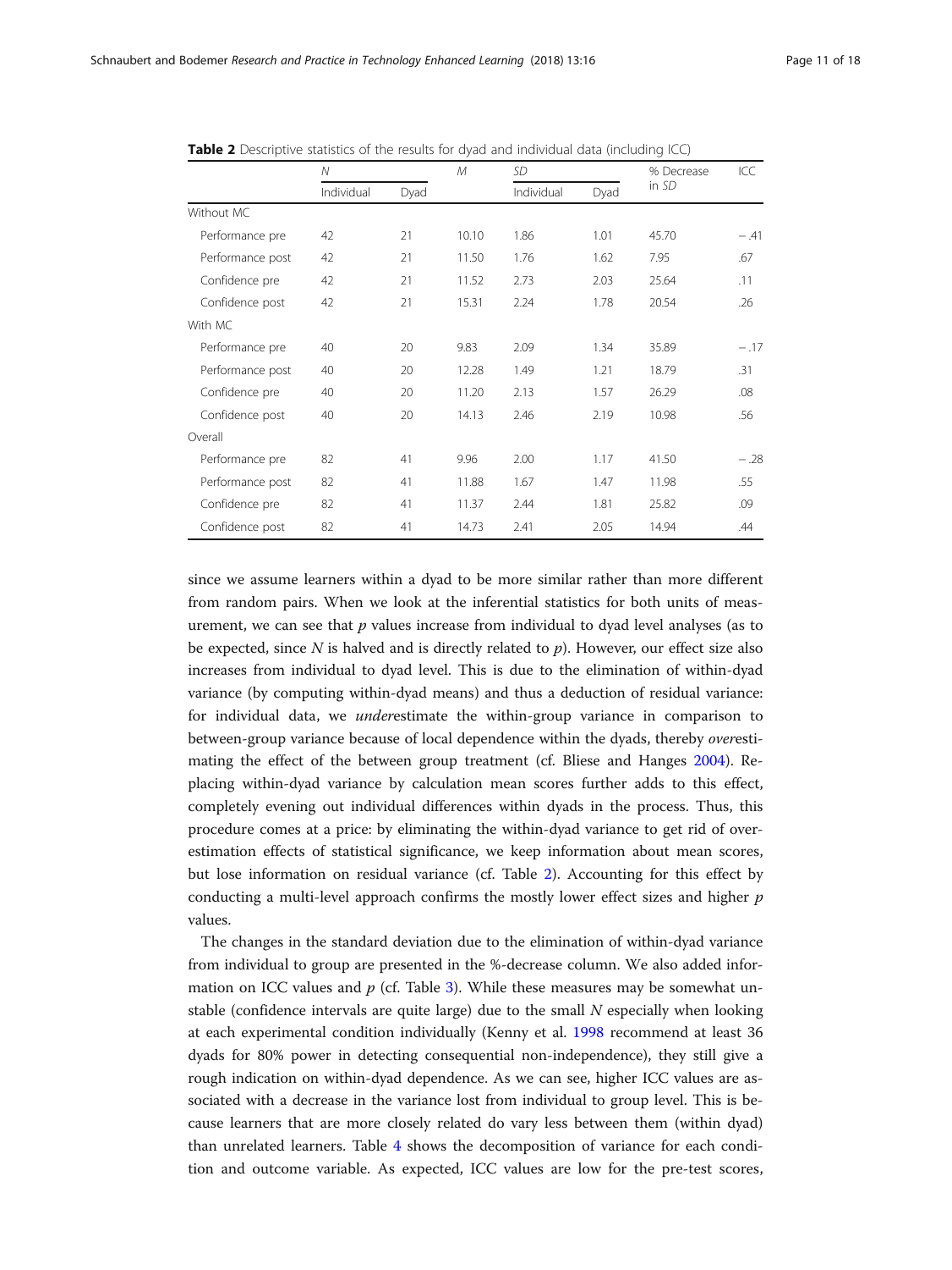**Table 2** Descriptive statistics of the results for dyad and individual data (including ICC)

| | *N* | | *M* | *SD* | | % Decrease in *SD* | ICC |
|---|---|---|---|---|---|---|---|
| | Individual | Dyad | | Individual | Dyad | | |
| Without MC | | | | | | | |
| Performance pre | 42 | 21 | 10.10 | 1.86 | 1.01 | 45.70 | −.41 |
| Performance post | 42 | 21 | 11.50 | 1.76 | 1.62 | 7.95 | .67 |
| Confidence pre | 42 | 21 | 11.52 | 2.73 | 2.03 | 25.64 | .11 |
| Confidence post | 42 | 21 | 15.31 | 2.24 | 1.78 | 20.54 | .26 |
| With MC | | | | | | | |
| Performance pre | 40 | 20 | 9.83 | 2.09 | 1.34 | 35.89 | −.17 |
| Performance post | 40 | 20 | 12.28 | 1.49 | 1.21 | 18.79 | .31 |
| Confidence pre | 40 | 20 | 11.20 | 2.13 | 1.57 | 26.29 | .08 |
| Confidence post | 40 | 20 | 14.13 | 2.46 | 2.19 | 10.98 | .56 |
| Overall | | | | | | | |
| Performance pre | 82 | 41 | 9.96 | 2.00 | 1.17 | 41.50 | −.28 |
| Performance post | 82 | 41 | 11.88 | 1.67 | 1.47 | 11.98 | .55 |
| Confidence pre | 82 | 41 | 11.37 | 2.44 | 1.81 | 25.82 | .09 |
| Confidence post | 82 | 41 | 14.73 | 2.41 | 2.05 | 14.94 | .44 |

since we assume learners within a dyad to be more similar rather than more different from random pairs. When we look at the inferential statistics for both units of measurement, we can see that $p$ values increase from individual to dyad level analyses (as to be expected, since $N$ is halved and is directly related to $p$). However, our effect size also increases from individual to dyad level. This is due to the elimination of within-dyad variance (by computing within-dyad means) and thus a deduction of residual variance: for individual data, we *under*estimate the within-group variance in comparison to between-group variance because of local dependence within the dyads, thereby *over*estimating the effect of the between group treatment (cf. Bliese and Hanges 2004). Replacing within-dyad variance by calculation mean scores further adds to this effect, completely evening out individual differences within dyads in the process. Thus, this procedure comes at a price: by eliminating the within-dyad variance to get rid of overestimation effects of statistical significance, we keep information about mean scores, but lose information on residual variance (cf. Table 2). Accounting for this effect by conducting a multi-level approach confirms the mostly lower effect sizes and higher $p$ values.

The changes in the standard deviation due to the elimination of within-dyad variance from individual to group are presented in the %-decrease column. We also added information on ICC values and $p$ (cf. Table 3). While these measures may be somewhat unstable (confidence intervals are quite large) due to the small $N$ especially when looking at each experimental condition individually (Kenny et al. 1998 recommend at least 36 dyads for 80% power in detecting consequential non-independence), they still give a rough indication on within-dyad dependence. As we can see, higher ICC values are associated with a decrease in the variance lost from individual to group level. This is because learners that are more closely related do vary less between them (within dyad) than unrelated learners. Table 4 shows the decomposition of variance for each condition and outcome variable. As expected, ICC values are low for the pre-test scores,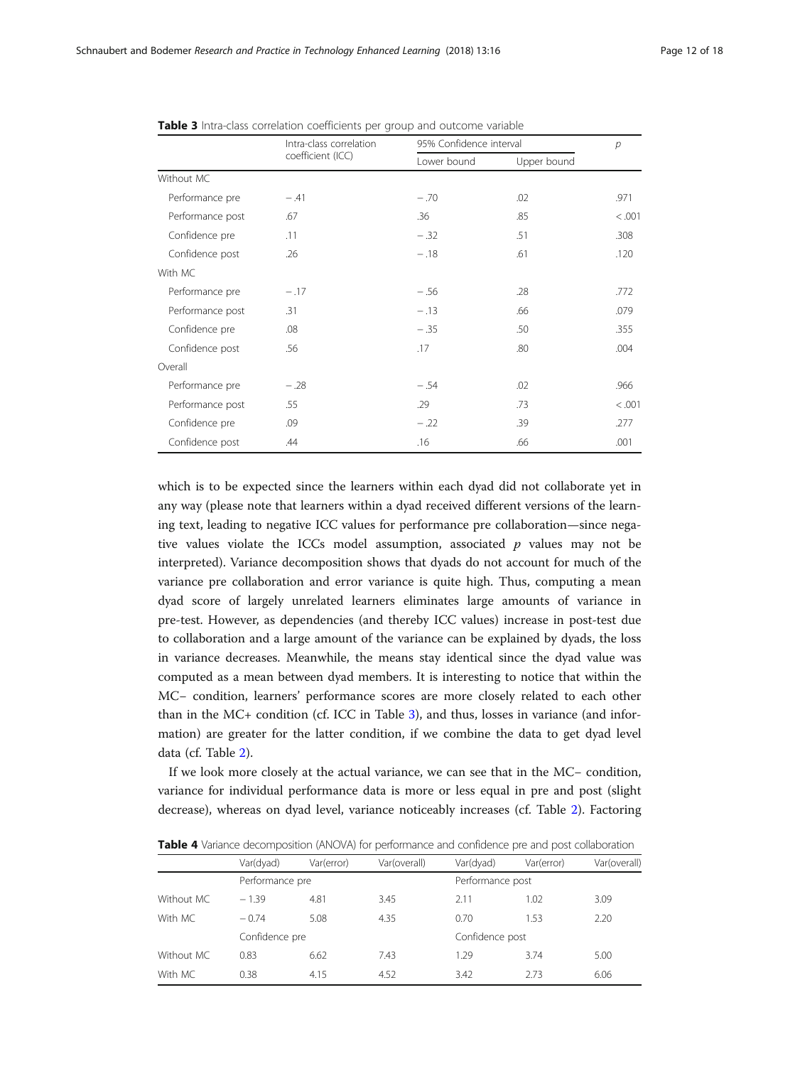**Table 3** Intra-class correlation coefficients per group and outcome variable

| | Intra-class correlation coefficient (ICC) | 95% Confidence interval | | *p* |
|---|---|---|---|---|
| | | Lower bound | Upper bound | |
| Without MC | | | | |
| Performance pre | − .41 | − .70 | .02 | .971 |
| Performance post | .67 | .36 | .85 | < .001 |
| Confidence pre | .11 | − .32 | .51 | .308 |
| Confidence post | .26 | − .18 | .61 | .120 |
| With MC | | | | |
| Performance pre | − .17 | − .56 | .28 | .772 |
| Performance post | .31 | − .13 | .66 | .079 |
| Confidence pre | .08 | − .35 | .50 | .355 |
| Confidence post | .56 | .17 | .80 | .004 |
| Overall | | | | |
| Performance pre | − .28 | − .54 | .02 | .966 |
| Performance post | .55 | .29 | .73 | < .001 |
| Confidence pre | .09 | − .22 | .39 | .277 |
| Confidence post | .44 | .16 | .66 | .001 |

which is to be expected since the learners within each dyad did not collaborate yet in any way (please note that learners within a dyad received different versions of the learning text, leading to negative ICC values for performance pre collaboration—since negative values violate the ICCs model assumption, associated $p$ values may not be interpreted). Variance decomposition shows that dyads do not account for much of the variance pre collaboration and error variance is quite high. Thus, computing a mean dyad score of largely unrelated learners eliminates large amounts of variance in pre-test. However, as dependencies (and thereby ICC values) increase in post-test due to collaboration and a large amount of the variance can be explained by dyads, the loss in variance decreases. Meanwhile, the means stay identical since the dyad value was computed as a mean between dyad members. It is interesting to notice that within the MC− condition, learners' performance scores are more closely related to each other than in the MC+ condition (cf. ICC in Table 3), and thus, losses in variance (and information) are greater for the latter condition, if we combine the data to get dyad level data (cf. Table 2).

If we look more closely at the actual variance, we can see that in the MC− condition, variance for individual performance data is more or less equal in pre and post (slight decrease), whereas on dyad level, variance noticeably increases (cf. Table 2). Factoring

**Table 4** Variance decomposition (ANOVA) for performance and confidence pre and post collaboration

| | Var(dyad) | Var(error) | Var(overall) | Var(dyad) | Var(error) | Var(overall) |
|---|---|---|---|---|---|---|
| | Performance pre | | | Performance post | | |
| Without MC | − 1.39 | 4.81 | 3.45 | 2.11 | 1.02 | 3.09 |
| With MC | − 0.74 | 5.08 | 4.35 | 0.70 | 1.53 | 2.20 |
| | Confidence pre | | | Confidence post | | |
| Without MC | 0.83 | 6.62 | 7.43 | 1.29 | 3.74 | 5.00 |
| With MC | 0.38 | 4.15 | 4.52 | 3.42 | 2.73 | 6.06 |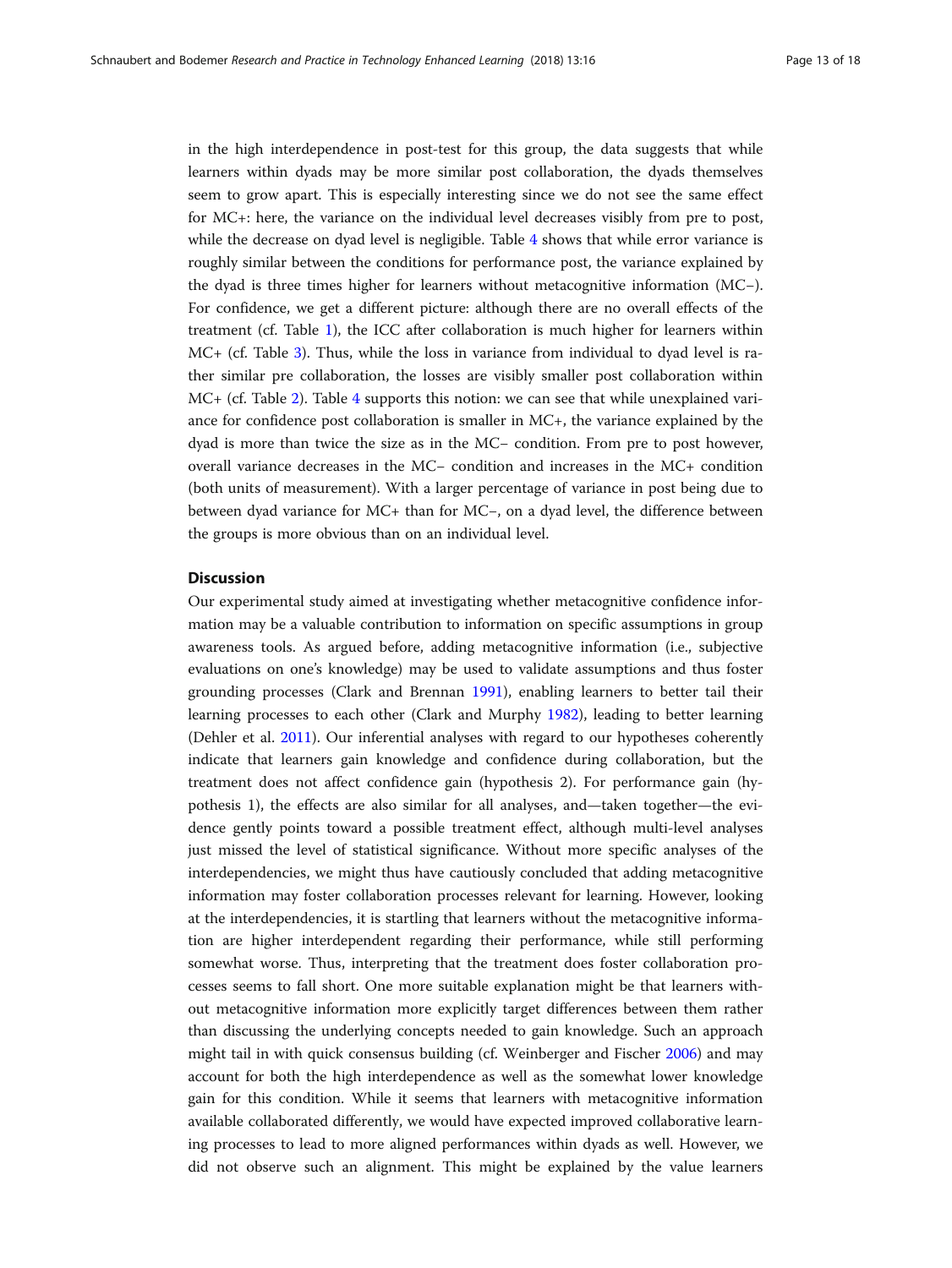in the high interdependence in post-test for this group, the data suggests that while learners within dyads may be more similar post collaboration, the dyads themselves seem to grow apart. This is especially interesting since we do not see the same effect for MC+: here, the variance on the individual level decreases visibly from pre to post, while the decrease on dyad level is negligible. Table 4 shows that while error variance is roughly similar between the conditions for performance post, the variance explained by the dyad is three times higher for learners without metacognitive information (MC−). For confidence, we get a different picture: although there are no overall effects of the treatment (cf. Table 1), the ICC after collaboration is much higher for learners within MC+ (cf. Table 3). Thus, while the loss in variance from individual to dyad level is rather similar pre collaboration, the losses are visibly smaller post collaboration within MC+ (cf. Table 2). Table 4 supports this notion: we can see that while unexplained variance for confidence post collaboration is smaller in MC+, the variance explained by the dyad is more than twice the size as in the MC− condition. From pre to post however, overall variance decreases in the MC− condition and increases in the MC+ condition (both units of measurement). With a larger percentage of variance in post being due to between dyad variance for MC+ than for MC−, on a dyad level, the difference between the groups is more obvious than on an individual level.

## Discussion

Our experimental study aimed at investigating whether metacognitive confidence information may be a valuable contribution to information on specific assumptions in group awareness tools. As argued before, adding metacognitive information (i.e., subjective evaluations on one's knowledge) may be used to validate assumptions and thus foster grounding processes (Clark and Brennan 1991), enabling learners to better tail their learning processes to each other (Clark and Murphy 1982), leading to better learning (Dehler et al. 2011). Our inferential analyses with regard to our hypotheses coherently indicate that learners gain knowledge and confidence during collaboration, but the treatment does not affect confidence gain (hypothesis 2). For performance gain (hypothesis 1), the effects are also similar for all analyses, and—taken together—the evidence gently points toward a possible treatment effect, although multi-level analyses just missed the level of statistical significance. Without more specific analyses of the interdependencies, we might thus have cautiously concluded that adding metacognitive information may foster collaboration processes relevant for learning. However, looking at the interdependencies, it is startling that learners without the metacognitive information are higher interdependent regarding their performance, while still performing somewhat worse. Thus, interpreting that the treatment does foster collaboration processes seems to fall short. One more suitable explanation might be that learners without metacognitive information more explicitly target differences between them rather than discussing the underlying concepts needed to gain knowledge. Such an approach might tail in with quick consensus building (cf. Weinberger and Fischer 2006) and may account for both the high interdependence as well as the somewhat lower knowledge gain for this condition. While it seems that learners with metacognitive information available collaborated differently, we would have expected improved collaborative learning processes to lead to more aligned performances within dyads as well. However, we did not observe such an alignment. This might be explained by the value learners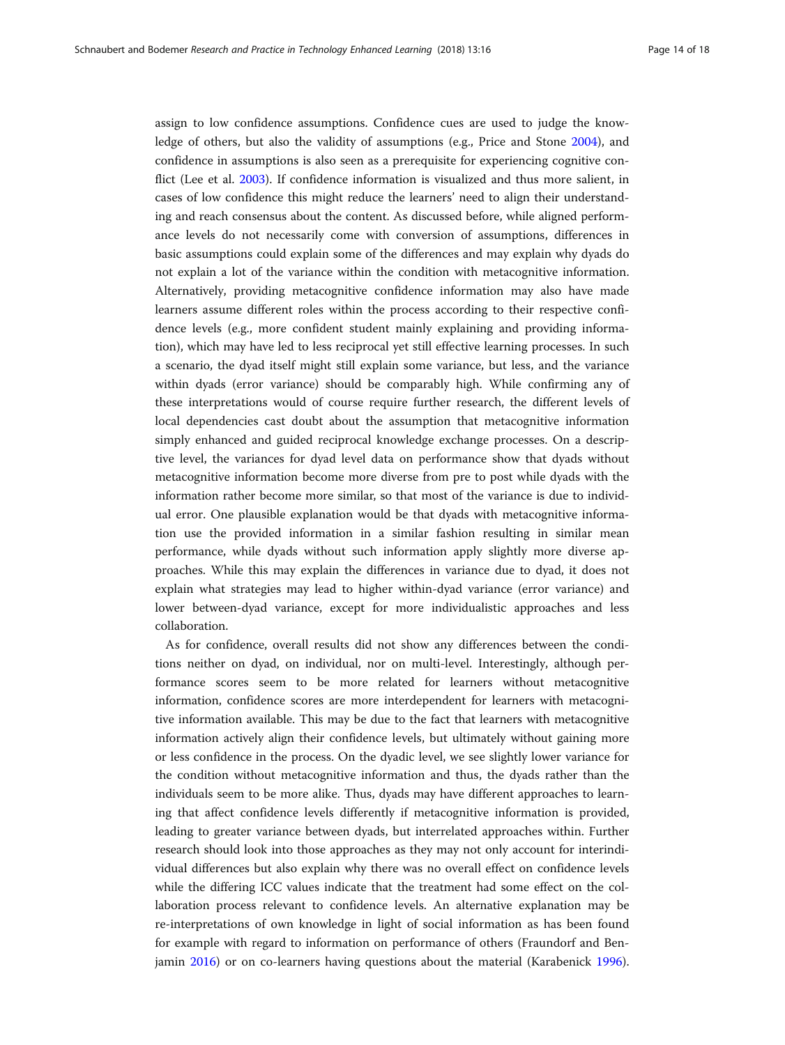assign to low confidence assumptions. Confidence cues are used to judge the knowledge of others, but also the validity of assumptions (e.g., Price and Stone 2004), and confidence in assumptions is also seen as a prerequisite for experiencing cognitive conflict (Lee et al. 2003). If confidence information is visualized and thus more salient, in cases of low confidence this might reduce the learners' need to align their understanding and reach consensus about the content. As discussed before, while aligned performance levels do not necessarily come with conversion of assumptions, differences in basic assumptions could explain some of the differences and may explain why dyads do not explain a lot of the variance within the condition with metacognitive information. Alternatively, providing metacognitive confidence information may also have made learners assume different roles within the process according to their respective confidence levels (e.g., more confident student mainly explaining and providing information), which may have led to less reciprocal yet still effective learning processes. In such a scenario, the dyad itself might still explain some variance, but less, and the variance within dyads (error variance) should be comparably high. While confirming any of these interpretations would of course require further research, the different levels of local dependencies cast doubt about the assumption that metacognitive information simply enhanced and guided reciprocal knowledge exchange processes. On a descriptive level, the variances for dyad level data on performance show that dyads without metacognitive information become more diverse from pre to post while dyads with the information rather become more similar, so that most of the variance is due to individual error. One plausible explanation would be that dyads with metacognitive information use the provided information in a similar fashion resulting in similar mean performance, while dyads without such information apply slightly more diverse approaches. While this may explain the differences in variance due to dyad, it does not explain what strategies may lead to higher within-dyad variance (error variance) and lower between-dyad variance, except for more individualistic approaches and less collaboration.

As for confidence, overall results did not show any differences between the conditions neither on dyad, on individual, nor on multi-level. Interestingly, although performance scores seem to be more related for learners without metacognitive information, confidence scores are more interdependent for learners with metacognitive information available. This may be due to the fact that learners with metacognitive information actively align their confidence levels, but ultimately without gaining more or less confidence in the process. On the dyadic level, we see slightly lower variance for the condition without metacognitive information and thus, the dyads rather than the individuals seem to be more alike. Thus, dyads may have different approaches to learning that affect confidence levels differently if metacognitive information is provided, leading to greater variance between dyads, but interrelated approaches within. Further research should look into those approaches as they may not only account for interindividual differences but also explain why there was no overall effect on confidence levels while the differing ICC values indicate that the treatment had some effect on the collaboration process relevant to confidence levels. An alternative explanation may be re-interpretations of own knowledge in light of social information as has been found for example with regard to information on performance of others (Fraundorf and Benjamin 2016) or on co-learners having questions about the material (Karabenick 1996).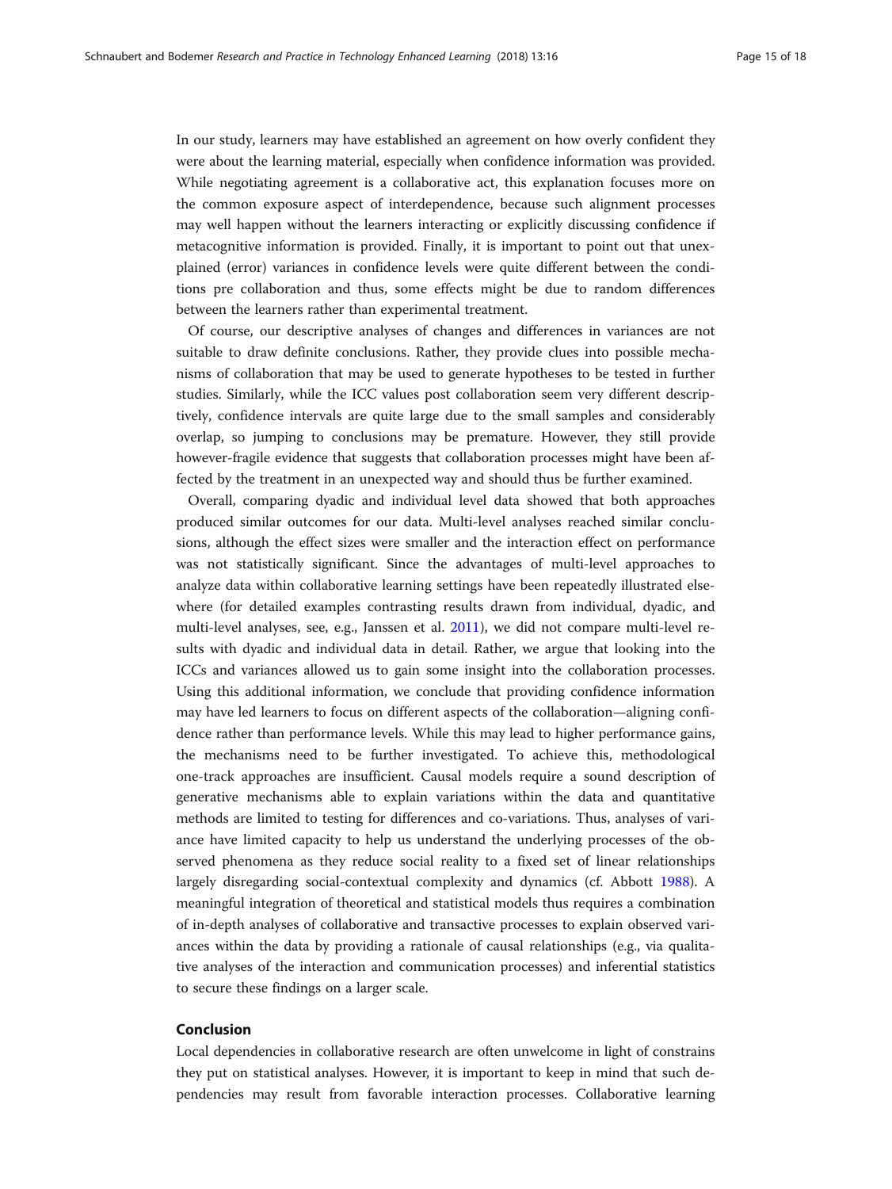In our study, learners may have established an agreement on how overly confident they were about the learning material, especially when confidence information was provided. While negotiating agreement is a collaborative act, this explanation focuses more on the common exposure aspect of interdependence, because such alignment processes may well happen without the learners interacting or explicitly discussing confidence if metacognitive information is provided. Finally, it is important to point out that unexplained (error) variances in confidence levels were quite different between the conditions pre collaboration and thus, some effects might be due to random differences between the learners rather than experimental treatment.

Of course, our descriptive analyses of changes and differences in variances are not suitable to draw definite conclusions. Rather, they provide clues into possible mechanisms of collaboration that may be used to generate hypotheses to be tested in further studies. Similarly, while the ICC values post collaboration seem very different descriptively, confidence intervals are quite large due to the small samples and considerably overlap, so jumping to conclusions may be premature. However, they still provide however-fragile evidence that suggests that collaboration processes might have been affected by the treatment in an unexpected way and should thus be further examined.

Overall, comparing dyadic and individual level data showed that both approaches produced similar outcomes for our data. Multi-level analyses reached similar conclusions, although the effect sizes were smaller and the interaction effect on performance was not statistically significant. Since the advantages of multi-level approaches to analyze data within collaborative learning settings have been repeatedly illustrated elsewhere (for detailed examples contrasting results drawn from individual, dyadic, and multi-level analyses, see, e.g., Janssen et al. 2011), we did not compare multi-level results with dyadic and individual data in detail. Rather, we argue that looking into the ICCs and variances allowed us to gain some insight into the collaboration processes. Using this additional information, we conclude that providing confidence information may have led learners to focus on different aspects of the collaboration—aligning confidence rather than performance levels. While this may lead to higher performance gains, the mechanisms need to be further investigated. To achieve this, methodological one-track approaches are insufficient. Causal models require a sound description of generative mechanisms able to explain variations within the data and quantitative methods are limited to testing for differences and co-variations. Thus, analyses of variance have limited capacity to help us understand the underlying processes of the observed phenomena as they reduce social reality to a fixed set of linear relationships largely disregarding social-contextual complexity and dynamics (cf. Abbott 1988). A meaningful integration of theoretical and statistical models thus requires a combination of in-depth analyses of collaborative and transactive processes to explain observed variances within the data by providing a rationale of causal relationships (e.g., via qualitative analyses of the interaction and communication processes) and inferential statistics to secure these findings on a larger scale.

## Conclusion

Local dependencies in collaborative research are often unwelcome in light of constrains they put on statistical analyses. However, it is important to keep in mind that such dependencies may result from favorable interaction processes. Collaborative learning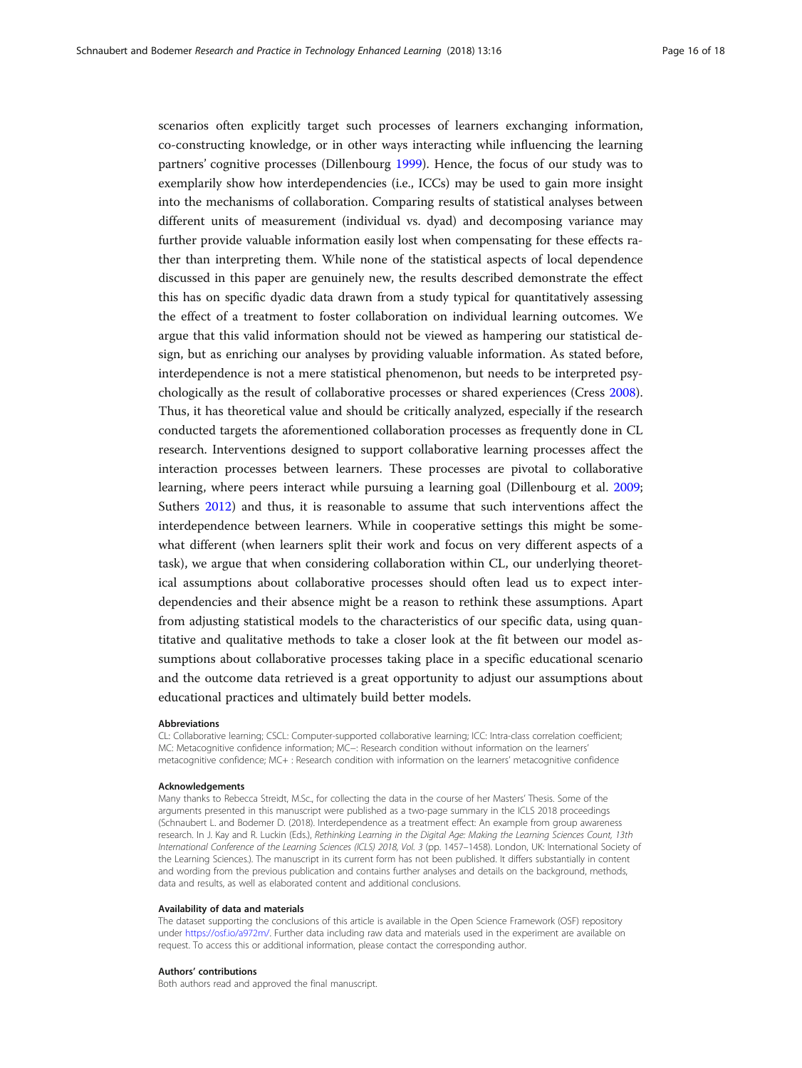scenarios often explicitly target such processes of learners exchanging information, co-constructing knowledge, or in other ways interacting while influencing the learning partners' cognitive processes (Dillenbourg 1999). Hence, the focus of our study was to exemplarily show how interdependencies (i.e., ICCs) may be used to gain more insight into the mechanisms of collaboration. Comparing results of statistical analyses between different units of measurement (individual vs. dyad) and decomposing variance may further provide valuable information easily lost when compensating for these effects rather than interpreting them. While none of the statistical aspects of local dependence discussed in this paper are genuinely new, the results described demonstrate the effect this has on specific dyadic data drawn from a study typical for quantitatively assessing the effect of a treatment to foster collaboration on individual learning outcomes. We argue that this valid information should not be viewed as hampering our statistical design, but as enriching our analyses by providing valuable information. As stated before, interdependence is not a mere statistical phenomenon, but needs to be interpreted psychologically as the result of collaborative processes or shared experiences (Cress 2008). Thus, it has theoretical value and should be critically analyzed, especially if the research conducted targets the aforementioned collaboration processes as frequently done in CL research. Interventions designed to support collaborative learning processes affect the interaction processes between learners. These processes are pivotal to collaborative learning, where peers interact while pursuing a learning goal (Dillenbourg et al. 2009; Suthers 2012) and thus, it is reasonable to assume that such interventions affect the interdependence between learners. While in cooperative settings this might be somewhat different (when learners split their work and focus on very different aspects of a task), we argue that when considering collaboration within CL, our underlying theoretical assumptions about collaborative processes should often lead us to expect interdependencies and their absence might be a reason to rethink these assumptions. Apart from adjusting statistical models to the characteristics of our specific data, using quantitative and qualitative methods to take a closer look at the fit between our model assumptions about collaborative processes taking place in a specific educational scenario and the outcome data retrieved is a great opportunity to adjust our assumptions about educational practices and ultimately build better models.

#### Abbreviations

CL: Collaborative learning; CSCL: Computer-supported collaborative learning; ICC: Intra-class correlation coefficient; MC: Metacognitive confidence information; MC−: Research condition without information on the learners' metacognitive confidence; MC+ : Research condition with information on the learners' metacognitive confidence

#### Acknowledgements

Many thanks to Rebecca Streidt, M.Sc., for collecting the data in the course of her Masters' Thesis. Some of the arguments presented in this manuscript were published as a two-page summary in the ICLS 2018 proceedings (Schnaubert L. and Bodemer D. (2018). Interdependence as a treatment effect: An example from group awareness research. In J. Kay and R. Luckin (Eds.), *Rethinking Learning in the Digital Age: Making the Learning Sciences Count, 13th International Conference of the Learning Sciences (ICLS) 2018, Vol. 3* (pp. 1457–1458). London, UK: International Society of the Learning Sciences.). The manuscript in its current form has not been published. It differs substantially in content and wording from the previous publication and contains further analyses and details on the background, methods, data and results, as well as elaborated content and additional conclusions.

#### Availability of data and materials

The dataset supporting the conclusions of this article is available in the Open Science Framework (OSF) repository under https://osf.io/a972m/. Further data including raw data and materials used in the experiment are available on request. To access this or additional information, please contact the corresponding author.

#### Authors' contributions

Both authors read and approved the final manuscript.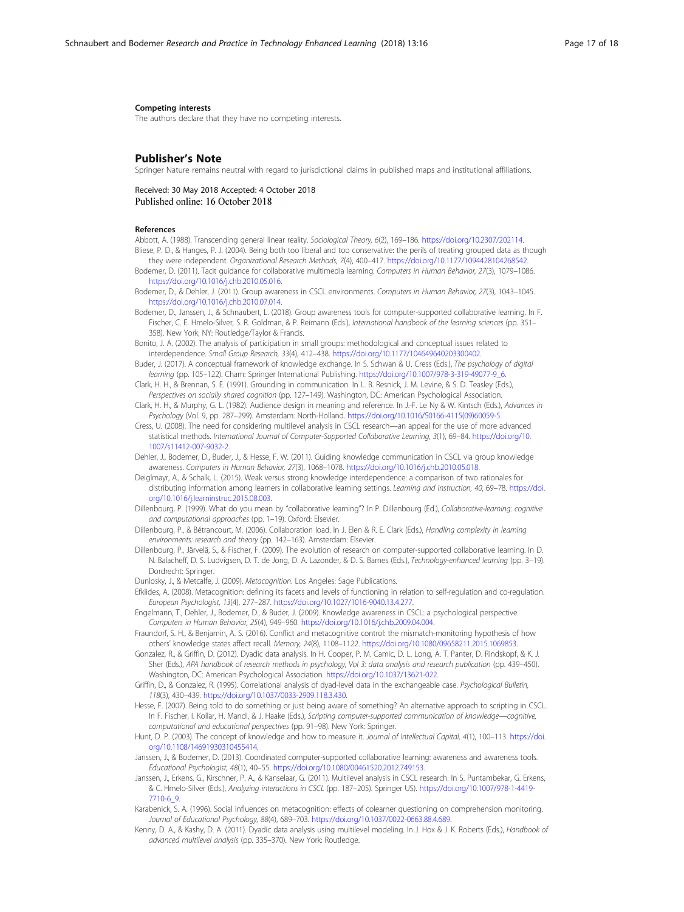#### Competing interests

The authors declare that they have no competing interests.

## Publisher's Note

Springer Nature remains neutral with regard to jurisdictional claims in published maps and institutional affiliations.

Received: 30 May 2018 Accepted: 4 October 2018
Published online: 16 October 2018

#### References

Abbott, A. (1988). Transcending general linear reality. *Sociological Theory, 6*(2), 169–186. https://doi.org/10.2307/202114.

Bliese, P. D., & Hanges, P. J. (2004). Being both too liberal and too conservative: the perils of treating grouped data as though they were independent. *Organizational Research Methods, 7*(4), 400–417. https://doi.org/10.1177/1094428104268542.

Bodemer, D. (2011). Tacit guidance for collaborative multimedia learning. *Computers in Human Behavior, 27*(3), 1079–1086. https://doi.org/10.1016/j.chb.2010.05.016.

Bodemer, D., & Dehler, J. (2011). Group awareness in CSCL environments. *Computers in Human Behavior, 27*(3), 1043–1045. https://doi.org/10.1016/j.chb.2010.07.014.

Bodemer, D., Janssen, J., & Schnaubert, L. (2018). Group awareness tools for computer-supported collaborative learning. In F. Fischer, C. E. Hmelo-Silver, S. R. Goldman, & P. Reimann (Eds.), *International handbook of the learning sciences* (pp. 351–358). New York, NY: Routledge/Taylor & Francis.

Bonito, J. A. (2002). The analysis of participation in small groups: methodological and conceptual issues related to interdependence. *Small Group Research, 33*(4), 412–438. https://doi.org/10.1177/104649640203300402.

Buder, J. (2017). A conceptual framework of knowledge exchange. In S. Schwan & U. Cress (Eds.), *The psychology of digital learning* (pp. 105–122). Cham: Springer International Publishing. https://doi.org/10.1007/978-3-319-49077-9_6.

Clark, H. H., & Brennan, S. E. (1991). Grounding in communication. In L. B. Resnick, J. M. Levine, & S. D. Teasley (Eds.), *Perspectives on socially shared cognition* (pp. 127–149). Washington, DC: American Psychological Association.

Clark, H. H., & Murphy, G. L. (1982). Audience design in meaning and reference. In J.-F. Le Ny & W. Kintsch (Eds.), *Advances in Psychology* (Vol. 9, pp. 287–299). Amsterdam: North-Holland. https://doi.org/10.1016/S0166-4115(09)60059-5.

Cress, U. (2008). The need for considering multilevel analysis in CSCL research—an appeal for the use of more advanced statistical methods. *International Journal of Computer-Supported Collaborative Learning, 3*(1), 69–84. https://doi.org/10.1007/s11412-007-9032-2.

Dehler, J., Bodemer, D., Buder, J., & Hesse, F. W. (2011). Guiding knowledge communication in CSCL via group knowledge awareness. *Computers in Human Behavior, 27*(3), 1068–1078. https://doi.org/10.1016/j.chb.2010.05.018.

Deiglmayr, A., & Schalk, L. (2015). Weak versus strong knowledge interdependence: a comparison of two rationales for distributing information among learners in collaborative learning settings. *Learning and Instruction, 40*, 69–78. https://doi.org/10.1016/j.learninstruc.2015.08.003.

Dillenbourg, P. (1999). What do you mean by "collaborative learning"? In P. Dillenbourg (Ed.), *Collaborative-learning: cognitive and computational approaches* (pp. 1–19). Oxford: Elsevier.

Dillenbourg, P., & Bétrancourt, M. (2006). Collaboration load. In J. Elen & R. E. Clark (Eds.), *Handling complexity in learning environments: research and theory* (pp. 142–163). Amsterdam: Elsevier.

Dillenbourg, P., Järvelä, S., & Fischer, F. (2009). The evolution of research on computer-supported collaborative learning. In D. N. Balacheff, D. S. Ludvigsen, D. T. de Jong, D. A. Lazonder, & D. S. Barnes (Eds.), *Technology-enhanced learning* (pp. 3–19). Dordrecht: Springer.

Dunlosky, J., & Metcalfe, J. (2009). *Metacognition*. Los Angeles: Sage Publications.

Efklides, A. (2008). Metacognition: defining its facets and levels of functioning in relation to self-regulation and co-regulation. *European Psychologist, 13*(4), 277–287. https://doi.org/10.1027/1016-9040.13.4.277.

Engelmann, T., Dehler, J., Bodemer, D., & Buder, J. (2009). Knowledge awareness in CSCL: a psychological perspective. *Computers in Human Behavior, 25*(4), 949–960. https://doi.org/10.1016/j.chb.2009.04.004.

Fraundorf, S. H., & Benjamin, A. S. (2016). Conflict and metacognitive control: the mismatch-monitoring hypothesis of how others' knowledge states affect recall. *Memory, 24*(8), 1108–1122. https://doi.org/10.1080/09658211.2015.1069853.

Gonzalez, R., & Griffin, D. (2012). Dyadic data analysis. In H. Cooper, P. M. Camic, D. L. Long, A. T. Panter, D. Rindskopf, & K. J. Sher (Eds.), *APA handbook of research methods in psychology, Vol 3: data analysis and research publication* (pp. 439–450). Washington, DC: American Psychological Association. https://doi.org/10.1037/13621-022.

Griffin, D., & Gonzalez, R. (1995). Correlational analysis of dyad-level data in the exchangeable case. *Psychological Bulletin, 118*(3), 430–439. https://doi.org/10.1037/0033-2909.118.3.430.

Hesse, F. (2007). Being told to do something or just being aware of something? An alternative approach to scripting in CSCL. In F. Fischer, I. Kollar, H. Mandl, & J. Haake (Eds.), *Scripting computer-supported communication of knowledge—cognitive, computational and educational perspectives* (pp. 91–98). New York: Springer.

Hunt, D. P. (2003). The concept of knowledge and how to measure it. *Journal of Intellectual Capital, 4*(1), 100–113. https://doi.org/10.1108/14691930310455414.

Janssen, J., & Bodemer, D. (2013). Coordinated computer-supported collaborative learning: awareness and awareness tools. *Educational Psychologist, 48*(1), 40–55. https://doi.org/10.1080/00461520.2012.749153.

Janssen, J., Erkens, G., Kirschner, P. A., & Kanselaar, G. (2011). Multilevel analysis in CSCL research. In S. Puntambekar, G. Erkens, & C. Hmelo-Silver (Eds.), *Analyzing interactions in CSCL* (pp. 187–205). Springer US). https://doi.org/10.1007/978-1-4419-7710-6_9.

Karabenick, S. A. (1996). Social influences on metacognition: effects of colearner questioning on comprehension monitoring. *Journal of Educational Psychology, 88*(4), 689–703. https://doi.org/10.1037/0022-0663.88.4.689.

Kenny, D. A., & Kashy, D. A. (2011). Dyadic data analysis using multilevel modeling. In J. Hox & J. K. Roberts (Eds.), *Handbook of advanced multilevel analysis* (pp. 335–370). New York: Routledge.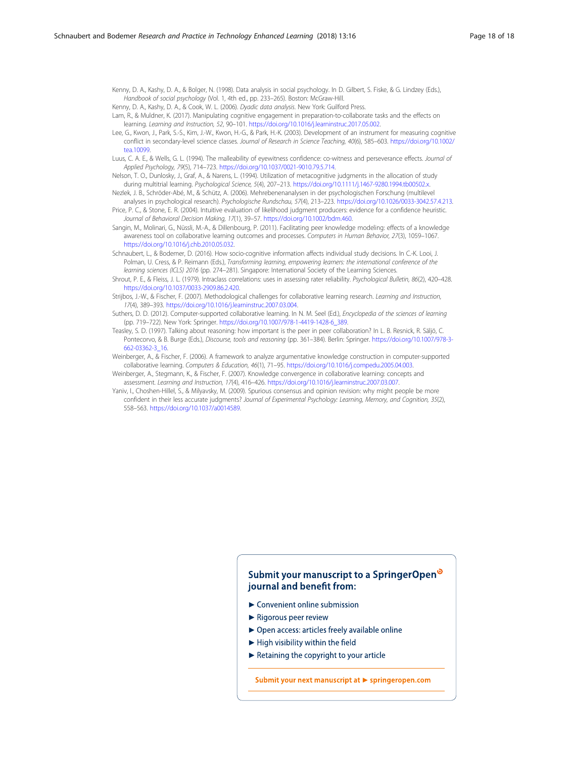Kenny, D. A., Kashy, D. A., & Bolger, N. (1998). Data analysis in social psychology. In D. Gilbert, S. Fiske, & G. Lindzey (Eds.), *Handbook of social psychology* (Vol. 1, 4th ed., pp. 233–265). Boston: McGraw-Hill.

Kenny, D. A., Kashy, D. A., & Cook, W. L. (2006). *Dyadic data analysis*. New York: Guilford Press.

Lam, R., & Muldner, K. (2017). Manipulating cognitive engagement in preparation-to-collaborate tasks and the effects on learning. *Learning and Instruction, 52*, 90–101. https://doi.org/10.1016/j.learninstruc.2017.05.002.

Lee, G., Kwon, J., Park, S.-S., Kim, J.-W., Kwon, H.-G., & Park, H.-K. (2003). Development of an instrument for measuring cognitive conflict in secondary-level science classes. *Journal of Research in Science Teaching, 40*(6), 585–603. https://doi.org/10.1002/tea.10099.

Luus, C. A. E., & Wells, G. L. (1994). The malleability of eyewitness confidence: co-witness and perseverance effects. *Journal of Applied Psychology, 79*(5), 714–723. https://doi.org/10.1037/0021-9010.79.5.714.

Nelson, T. O., Dunlosky, J., Graf, A., & Narens, L. (1994). Utilization of metacognitive judgments in the allocation of study during multitrial learning. *Psychological Science, 5*(4), 207–213. https://doi.org/10.1111/j.1467-9280.1994.tb00502.x.

Nezlek, J. B., Schröder-Abé, M., & Schütz, A. (2006). Mehrebenenanalysen in der psychologischen Forschung (multilevel analyses in psychological research). *Psychologische Rundschau, 57*(4), 213–223. https://doi.org/10.1026/0033-3042.57.4.213.

Price, P. C., & Stone, E. R. (2004). Intuitive evaluation of likelihood judgment producers: evidence for a confidence heuristic. *Journal of Behavioral Decision Making, 17*(1), 39–57. https://doi.org/10.1002/bdm.460.

Sangin, M., Molinari, G., Nüssli, M.-A., & Dillenbourg, P. (2011). Facilitating peer knowledge modeling: effects of a knowledge awareness tool on collaborative learning outcomes and processes. *Computers in Human Behavior, 27*(3), 1059–1067. https://doi.org/10.1016/j.chb.2010.05.032.

Schnaubert, L., & Bodemer, D. (2016). How socio-cognitive information affects individual study decisions. In C.-K. Looi, J. Polman, U. Cress, & P. Reimann (Eds.), *Transforming learning, empowering learners: the international conference of the learning sciences (ICLS) 2016* (pp. 274–281). Singapore: International Society of the Learning Sciences.

Shrout, P. E., & Fleiss, J. L. (1979). Intraclass correlations: uses in assessing rater reliability. *Psychological Bulletin, 86*(2), 420–428. https://doi.org/10.1037/0033-2909.86.2.420.

Strijbos, J.-W., & Fischer, F. (2007). Methodological challenges for collaborative learning research. *Learning and Instruction, 17*(4), 389–393. https://doi.org/10.1016/j.learninstruc.2007.03.004.

Suthers, D. D. (2012). Computer-supported collaborative learning. In N. M. Seel (Ed.), *Encyclopedia of the sciences of learning* (pp. 719–722). New York: Springer. https://doi.org/10.1007/978-1-4419-1428-6_389.

Teasley, S. D. (1997). Talking about reasoning: how important is the peer in peer collaboration? In L. B. Resnick, R. Säljö, C. Pontecorvo, & B. Burge (Eds.), *Discourse, tools and reasoning* (pp. 361–384). Berlin: Springer. https://doi.org/10.1007/978-3-662-03362-3_16.

Weinberger, A., & Fischer, F. (2006). A framework to analyze argumentative knowledge construction in computer-supported collaborative learning. *Computers & Education, 46*(1), 71–95. https://doi.org/10.1016/j.compedu.2005.04.003.

Weinberger, A., Stegmann, K., & Fischer, F. (2007). Knowledge convergence in collaborative learning: concepts and assessment. *Learning and Instruction, 17*(4), 416–426. https://doi.org/10.1016/j.learninstruc.2007.03.007.

Yaniv, I., Choshen-Hillel, S., & Milyavsky, M. (2009). Spurious consensus and opinion revision: why might people be more confident in their less accurate judgments? *Journal of Experimental Psychology: Learning, Memory, and Cognition, 35*(2), 558–563. https://doi.org/10.1037/a0014589.

**Submit your manuscript to a SpringerOpen journal and benefit from:**

- ► Convenient online submission
- ► Rigorous peer review
- ► Open access: articles freely available online
- ► High visibility within the field
- ► Retaining the copyright to your article

**Submit your next manuscript at ► springeropen.com**